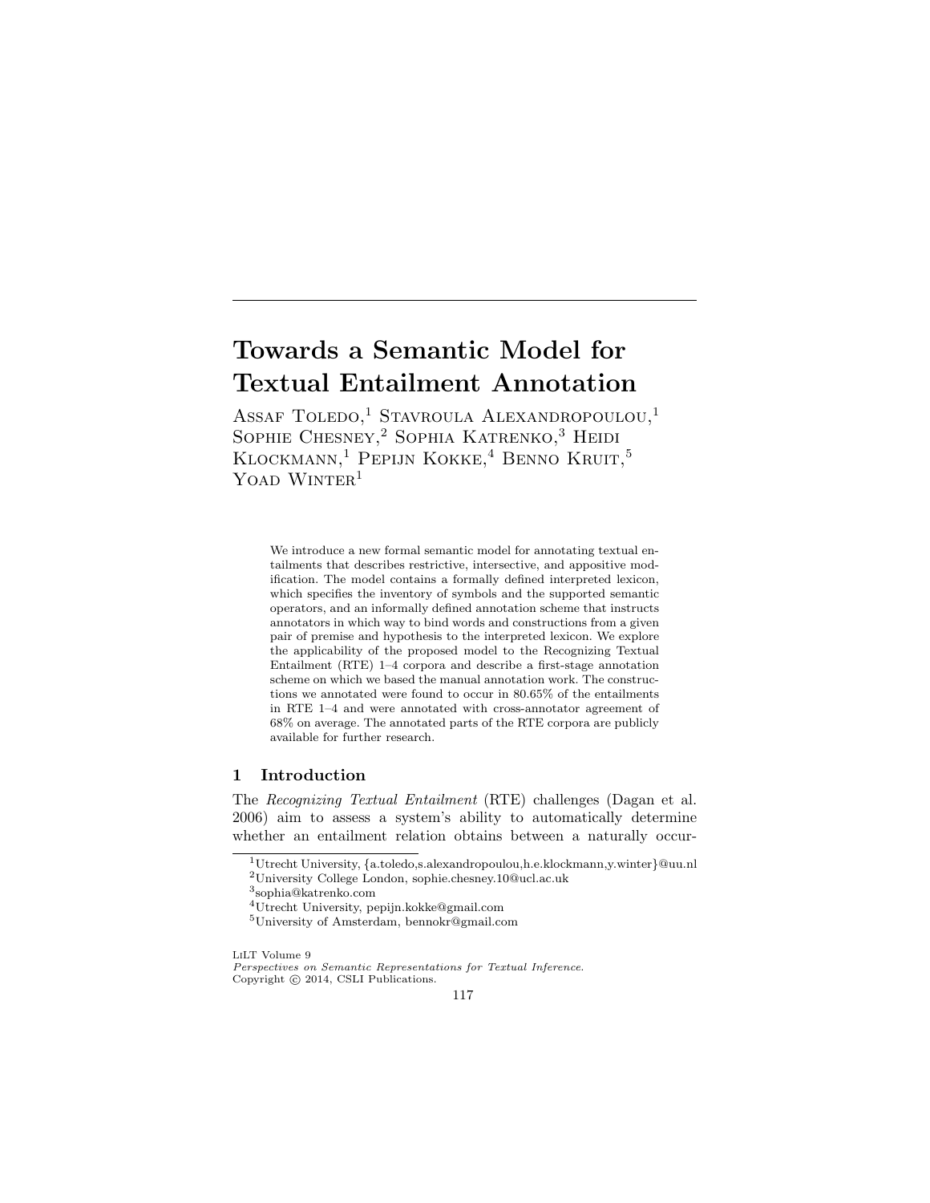# Towards a Semantic Model for Textual Entailment Annotation

Assaf Toledo,[1] Stavroula Alexandropoulou,[1] Sophie Chesney,[2] Sophia Katrenko,[3] Heidi Klockmann,[1] Pepijn Kokke,[4] Benno Kruit,[5] Yoad Winter[1]

We introduce a new formal semantic model for annotating textual entailments that describes restrictive, intersective, and appositive modification. The model contains a formally defined interpreted lexicon, which specifies the inventory of symbols and the supported semantic operators, and an informally defined annotation scheme that instructs annotators in which way to bind words and constructions from a given pair of premise and hypothesis to the interpreted lexicon. We explore the applicability of the proposed model to the Recognizing Textual Entailment (RTE) 1–4 corpora and describe a first-stage annotation scheme on which we based the manual annotation work. The constructions we annotated were found to occur in 80.65% of the entailments in RTE 1–4 and were annotated with cross-annotator agreement of 68% on average. The annotated parts of the RTE corpora are publicly available for further research.

## 1 Introduction

The *Recognizing Textual Entailment* (RTE) challenges (Dagan et al. 2006) aim to assess a system's ability to automatically determine whether an entailment relation obtains between a naturally occur-

[1]Utrecht University, {a.toledo,s.alexandropoulou,h.e.klockmann,y.winter}@uu.nl
[2]University College London, sophie.chesney.10@ucl.ac.uk
[3]sophia@katrenko.com
[4]Utrecht University, pepijn.kokke@gmail.com
[5]University of Amsterdam, bennokr@gmail.com

LiLT Volume 9
*Perspectives on Semantic Representations for Textual Inference.*
Copyright © 2014, CSLI Publications.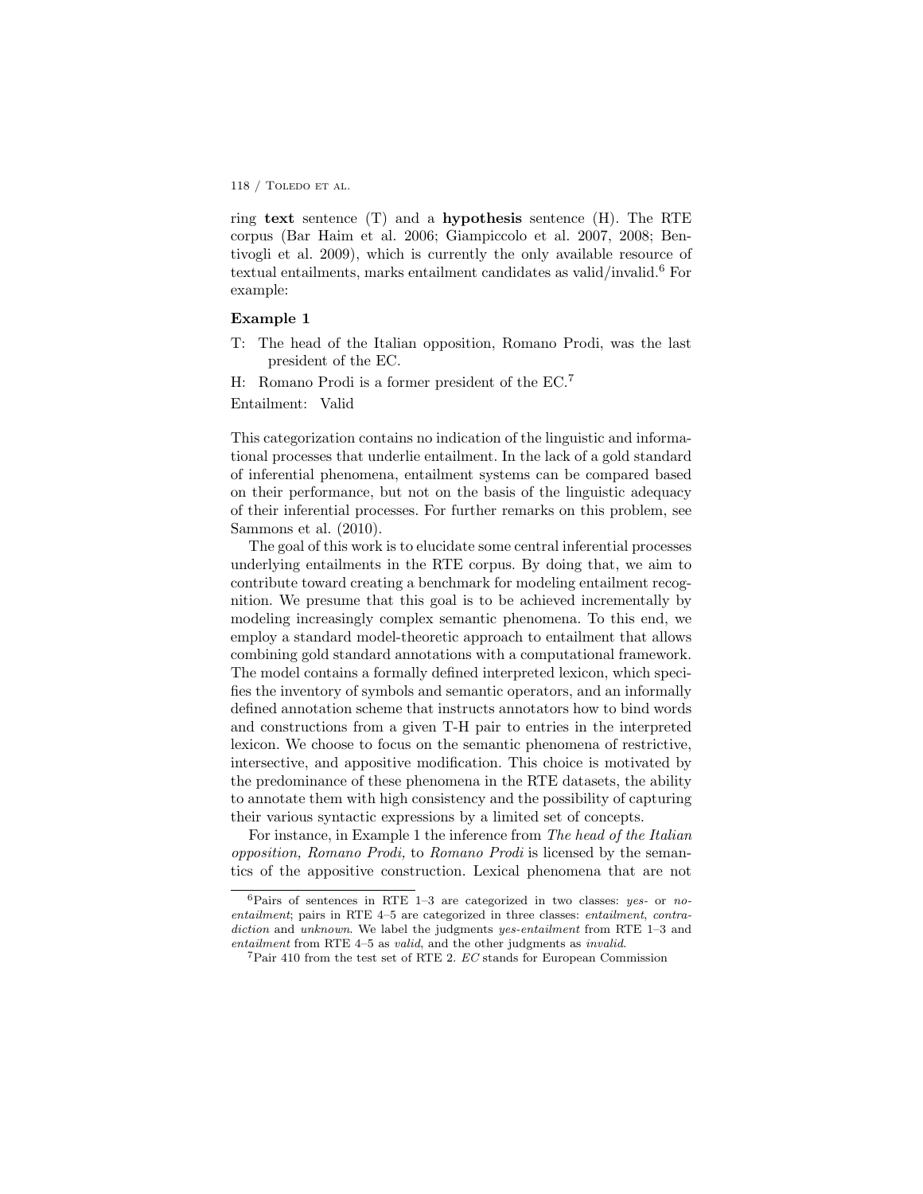ring **text** sentence (T) and a **hypothesis** sentence (H). The RTE corpus (Bar Haim et al. 2006; Giampiccolo et al. 2007, 2008; Bentivogli et al. 2009), which is currently the only available resource of textual entailments, marks entailment candidates as valid/invalid.[6] For example:

**Example 1**

T: The head of the Italian opposition, Romano Prodi, was the last president of the EC.

H: Romano Prodi is a former president of the EC.[7]

Entailment: Valid

This categorization contains no indication of the linguistic and informational processes that underlie entailment. In the lack of a gold standard of inferential phenomena, entailment systems can be compared based on their performance, but not on the basis of the linguistic adequacy of their inferential processes. For further remarks on this problem, see Sammons et al. (2010).

The goal of this work is to elucidate some central inferential processes underlying entailments in the RTE corpus. By doing that, we aim to contribute toward creating a benchmark for modeling entailment recognition. We presume that this goal is to be achieved incrementally by modeling increasingly complex semantic phenomena. To this end, we employ a standard model-theoretic approach to entailment that allows combining gold standard annotations with a computational framework. The model contains a formally defined interpreted lexicon, which specifies the inventory of symbols and semantic operators, and an informally defined annotation scheme that instructs annotators how to bind words and constructions from a given T-H pair to entries in the interpreted lexicon. We choose to focus on the semantic phenomena of restrictive, intersective, and appositive modification. This choice is motivated by the predominance of these phenomena in the RTE datasets, the ability to annotate them with high consistency and the possibility of capturing their various syntactic expressions by a limited set of concepts.

For instance, in Example 1 the inference from *The head of the Italian opposition, Romano Prodi,* to *Romano Prodi* is licensed by the semantics of the appositive construction. Lexical phenomena that are not

[6] Pairs of sentences in RTE 1–3 are categorized in two classes: *yes*- or *no-entailment*; pairs in RTE 4–5 are categorized in three classes: *entailment*, *contradiction* and *unknown*. We label the judgments *yes-entailment* from RTE 1–3 and *entailment* from RTE 4–5 as *valid*, and the other judgments as *invalid*.

[7] Pair 410 from the test set of RTE 2. *EC* stands for European Commission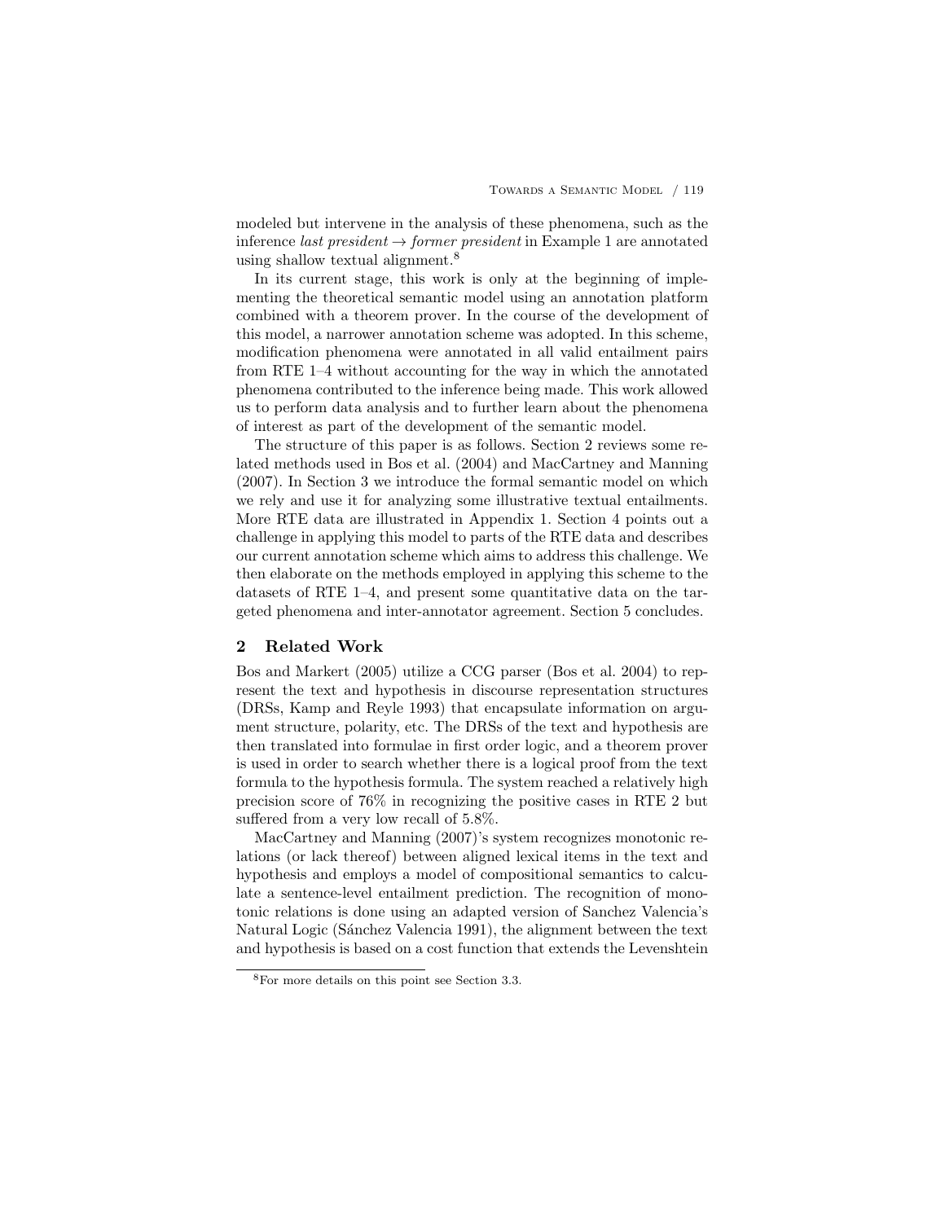modeled but intervene in the analysis of these phenomena, such as the inference *last president* $\rightarrow$ *former president* in Example 1 are annotated using shallow textual alignment.[8]

In its current stage, this work is only at the beginning of implementing the theoretical semantic model using an annotation platform combined with a theorem prover. In the course of the development of this model, a narrower annotation scheme was adopted. In this scheme, modification phenomena were annotated in all valid entailment pairs from RTE 1–4 without accounting for the way in which the annotated phenomena contributed to the inference being made. This work allowed us to perform data analysis and to further learn about the phenomena of interest as part of the development of the semantic model.

The structure of this paper is as follows. Section 2 reviews some related methods used in Bos et al. (2004) and MacCartney and Manning (2007). In Section 3 we introduce the formal semantic model on which we rely and use it for analyzing some illustrative textual entailments. More RTE data are illustrated in Appendix 1. Section 4 points out a challenge in applying this model to parts of the RTE data and describes our current annotation scheme which aims to address this challenge. We then elaborate on the methods employed in applying this scheme to the datasets of RTE 1–4, and present some quantitative data on the targeted phenomena and inter-annotator agreement. Section 5 concludes.

## 2 Related Work

Bos and Markert (2005) utilize a CCG parser (Bos et al. 2004) to represent the text and hypothesis in discourse representation structures (DRSs, Kamp and Reyle 1993) that encapsulate information on argument structure, polarity, etc. The DRSs of the text and hypothesis are then translated into formulae in first order logic, and a theorem prover is used in order to search whether there is a logical proof from the text formula to the hypothesis formula. The system reached a relatively high precision score of 76% in recognizing the positive cases in RTE 2 but suffered from a very low recall of 5.8%.

MacCartney and Manning (2007)'s system recognizes monotonic relations (or lack thereof) between aligned lexical items in the text and hypothesis and employs a model of compositional semantics to calculate a sentence-level entailment prediction. The recognition of monotonic relations is done using an adapted version of Sanchez Valencia's Natural Logic (Sánchez Valencia 1991), the alignment between the text and hypothesis is based on a cost function that extends the Levenshtein

[8] For more details on this point see Section 3.3.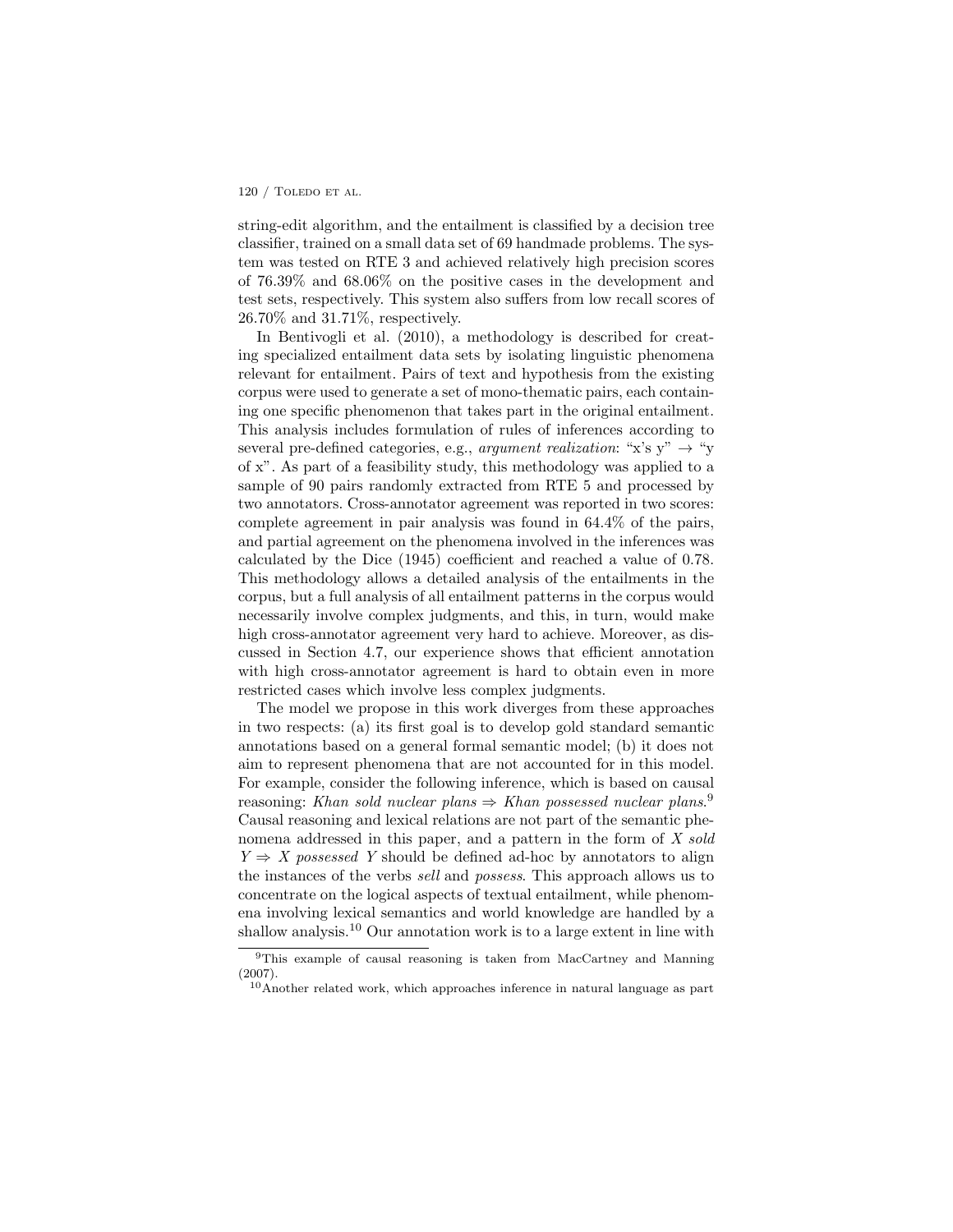string-edit algorithm, and the entailment is classified by a decision tree classifier, trained on a small data set of 69 handmade problems. The system was tested on RTE 3 and achieved relatively high precision scores of 76.39% and 68.06% on the positive cases in the development and test sets, respectively. This system also suffers from low recall scores of 26.70% and 31.71%, respectively.

In Bentivogli et al. (2010), a methodology is described for creating specialized entailment data sets by isolating linguistic phenomena relevant for entailment. Pairs of text and hypothesis from the existing corpus were used to generate a set of mono-thematic pairs, each containing one specific phenomenon that takes part in the original entailment. This analysis includes formulation of rules of inferences according to several pre-defined categories, e.g., *argument realization*: "x's y" → "y of x". As part of a feasibility study, this methodology was applied to a sample of 90 pairs randomly extracted from RTE 5 and processed by two annotators. Cross-annotator agreement was reported in two scores: complete agreement in pair analysis was found in 64.4% of the pairs, and partial agreement on the phenomena involved in the inferences was calculated by the Dice (1945) coefficient and reached a value of 0.78. This methodology allows a detailed analysis of the entailments in the corpus, but a full analysis of all entailment patterns in the corpus would necessarily involve complex judgments, and this, in turn, would make high cross-annotator agreement very hard to achieve. Moreover, as discussed in Section 4.7, our experience shows that efficient annotation with high cross-annotator agreement is hard to obtain even in more restricted cases which involve less complex judgments.

The model we propose in this work diverges from these approaches in two respects: (a) its first goal is to develop gold standard semantic annotations based on a general formal semantic model; (b) it does not aim to represent phenomena that are not accounted for in this model. For example, consider the following inference, which is based on causal reasoning: *Khan sold nuclear plans* ⇒ *Khan possessed nuclear plans*.[9] Causal reasoning and lexical relations are not part of the semantic phenomena addressed in this paper, and a pattern in the form of *X sold Y* ⇒ *X possessed Y* should be defined ad-hoc by annotators to align the instances of the verbs *sell* and *possess*. This approach allows us to concentrate on the logical aspects of textual entailment, while phenomena involving lexical semantics and world knowledge are handled by a shallow analysis.[10] Our annotation work is to a large extent in line with

[9] This example of causal reasoning is taken from MacCartney and Manning (2007).

[10] Another related work, which approaches inference in natural language as part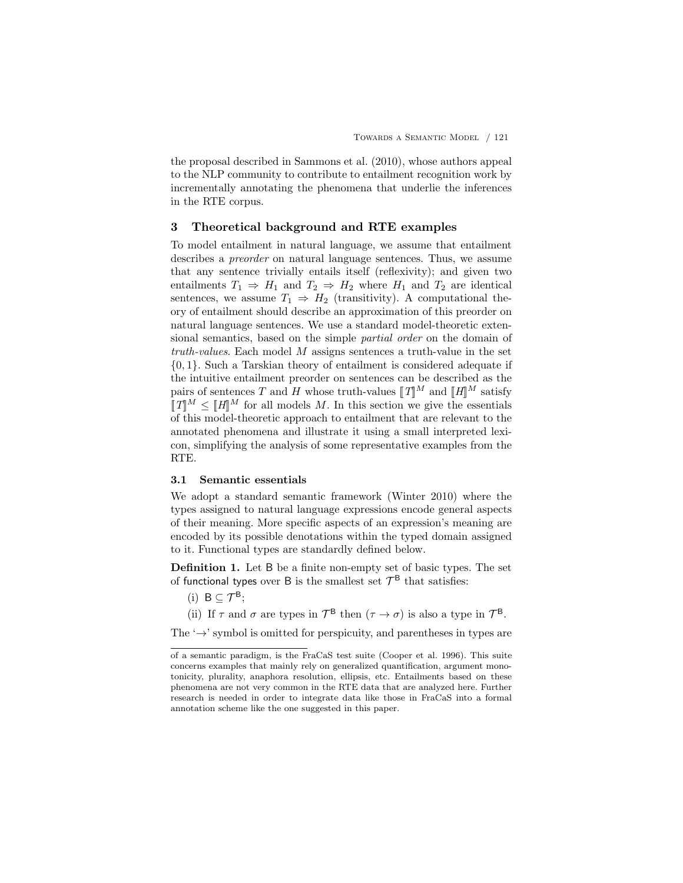the proposal described in Sammons et al. (2010), whose authors appeal to the NLP community to contribute to entailment recognition work by incrementally annotating the phenomena that underlie the inferences in the RTE corpus.

## 3 Theoretical background and RTE examples

To model entailment in natural language, we assume that entailment describes a *preorder* on natural language sentences. Thus, we assume that any sentence trivially entails itself (reflexivity); and given two entailments $T_1 \Rightarrow H_1$ and $T_2 \Rightarrow H_2$ where $H_1$ and $T_2$ are identical sentences, we assume $T_1 \Rightarrow H_2$ (transitivity). A computational theory of entailment should describe an approximation of this preorder on natural language sentences. We use a standard model-theoretic extensional semantics, based on the simple *partial order* on the domain of *truth-values*. Each model $M$ assigns sentences a truth-value in the set $\{0, 1\}$. Such a Tarskian theory of entailment is considered adequate if the intuitive entailment preorder on sentences can be described as the pairs of sentences $T$ and $H$ whose truth-values $[\![T]\!]^M$ and $[\![H]\!]^M$ satisfy $[\![T]\!]^M \leq [\![H]\!]^M$ for all models $M$. In this section we give the essentials of this model-theoretic approach to entailment that are relevant to the annotated phenomena and illustrate it using a small interpreted lexicon, simplifying the analysis of some representative examples from the RTE.

### 3.1 Semantic essentials

We adopt a standard semantic framework (Winter 2010) where the types assigned to natural language expressions encode general aspects of their meaning. More specific aspects of an expression's meaning are encoded by its possible denotations within the typed domain assigned to it. Functional types are standardly defined below.

**Definition 1.** Let $\mathsf{B}$ be a finite non-empty set of basic types. The set of functional types over $\mathsf{B}$ is the smallest set $\mathcal{T}^{\mathsf{B}}$ that satisfies:

(i) $\mathsf{B} \subseteq \mathcal{T}^{\mathsf{B}}$;

(ii) If $\tau$ and $\sigma$ are types in $\mathcal{T}^{\mathsf{B}}$ then $(\tau \rightarrow \sigma)$ is also a type in $\mathcal{T}^{\mathsf{B}}$.

The '$\rightarrow$' symbol is omitted for perspicuity, and parentheses in types are

of a semantic paradigm, is the FraCaS test suite (Cooper et al. 1996). This suite concerns examples that mainly rely on generalized quantification, argument monotonicity, plurality, anaphora resolution, ellipsis, etc. Entailments based on these phenomena are not very common in the RTE data that are analyzed here. Further research is needed in order to integrate data like those in FraCaS into a formal annotation scheme like the one suggested in this paper.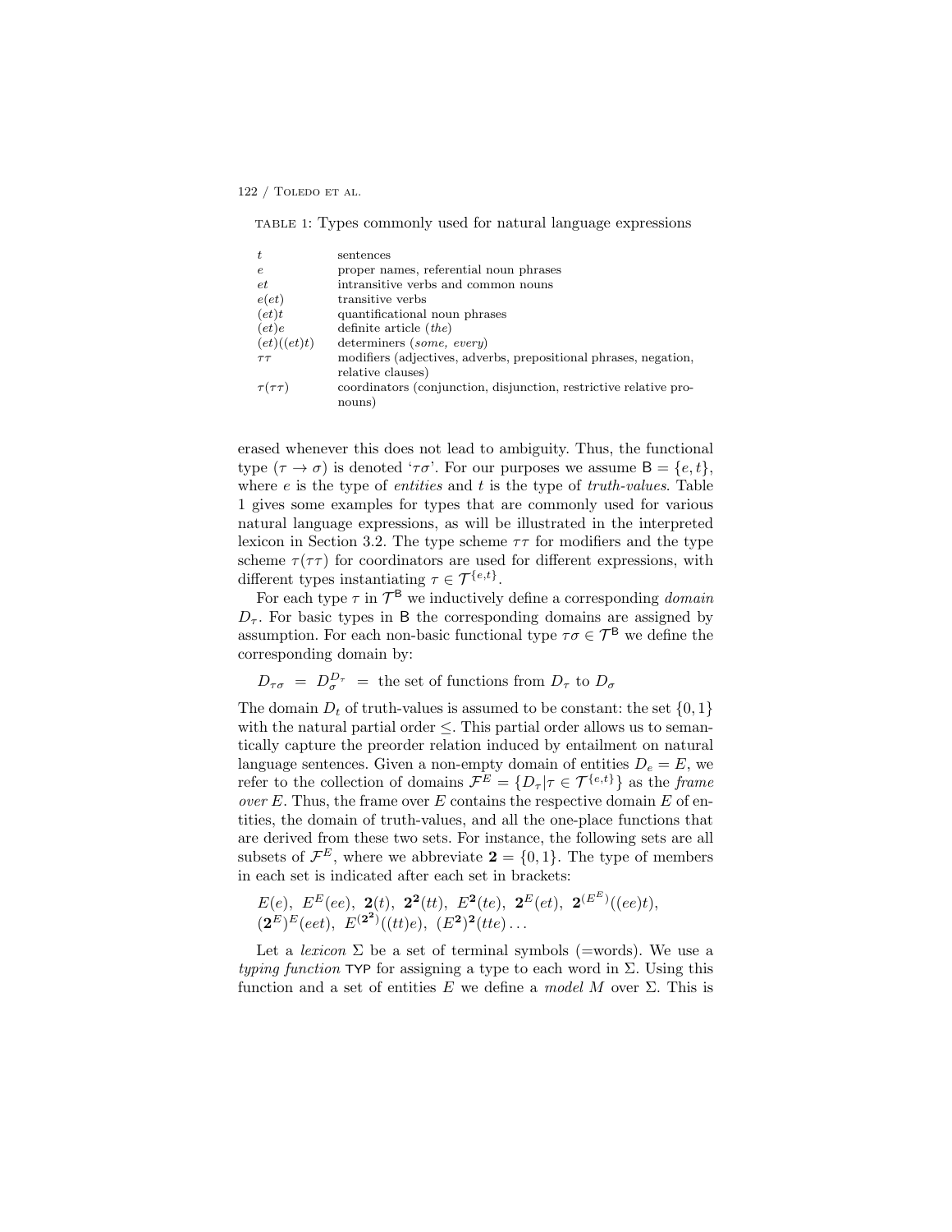TABLE 1: Types commonly used for natural language expressions

| | |
|---|---|
| $t$ | sentences |
| $e$ | proper names, referential noun phrases |
| $et$ | intransitive verbs and common nouns |
| $e(et)$ | transitive verbs |
| $(et)t$ | quantificational noun phrases |
| $(et)e$ | definite article (*the*) |
| $(et)((et)t)$ | determiners (*some*, *every*) |
| $\tau\tau$ | modifiers (adjectives, adverbs, prepositional phrases, negation, relative clauses) |
| $\tau(\tau\tau)$ | coordinators (conjunction, disjunction, restrictive relative pronouns) |

erased whenever this does not lead to ambiguity. Thus, the functional type $(\tau \to \sigma)$ is denoted '$\tau\sigma$'. For our purposes we assume $\mathsf{B} = \{e, t\}$, where $e$ is the type of *entities* and $t$ is the type of *truth-values*. Table 1 gives some examples for types that are commonly used for various natural language expressions, as will be illustrated in the interpreted lexicon in Section 3.2. The type scheme $\tau\tau$ for modifiers and the type scheme $\tau(\tau\tau)$ for coordinators are used for different expressions, with different types instantiating $\tau \in \mathcal{T}^{\{e,t\}}$.

For each type $\tau$ in $\mathcal{T}^{\mathsf{B}}$ we inductively define a corresponding *domain* $D_\tau$. For basic types in B the corresponding domains are assigned by assumption. For each non-basic functional type $\tau\sigma \in \mathcal{T}^{\mathsf{B}}$ we define the corresponding domain by:

$$D_{\tau\sigma} \;=\; D_\sigma^{D_\tau} \;=\; \text{the set of functions from } D_\tau \text{ to } D_\sigma$$

The domain $D_t$ of truth-values is assumed to be constant: the set $\{0, 1\}$ with the natural partial order $\leq$. This partial order allows us to semantically capture the preorder relation induced by entailment on natural language sentences. Given a non-empty domain of entities $D_e = E$, we refer to the collection of domains $\mathcal{F}^E = \{D_\tau | \tau \in \mathcal{T}^{\{e,t\}}\}$ as the *frame over* $E$. Thus, the frame over $E$ contains the respective domain $E$ of entities, the domain of truth-values, and all the one-place functions that are derived from these two sets. For instance, the following sets are all subsets of $\mathcal{F}^E$, where we abbreviate $\mathbf{2} = \{0, 1\}$. The type of members in each set is indicated after each set in brackets:

$$E(e),\; E^E(ee),\; \mathbf{2}(t),\; \mathbf{2}^{\mathbf{2}}(tt),\; E^{\mathbf{2}}(te),\; \mathbf{2}^E(et),\; \mathbf{2}^{(E^E)}((ee)t),$$
$$(\mathbf{2}^E)^E(eet),\; E^{(\mathbf{2}^{\mathbf{2}})}((tt)e),\; (E^{\mathbf{2}})^{\mathbf{2}}(tte)\ldots$$

Let a *lexicon* $\Sigma$ be a set of terminal symbols (=words). We use a *typing function* TYP for assigning a type to each word in $\Sigma$. Using this function and a set of entities $E$ we define a *model* $M$ over $\Sigma$. This is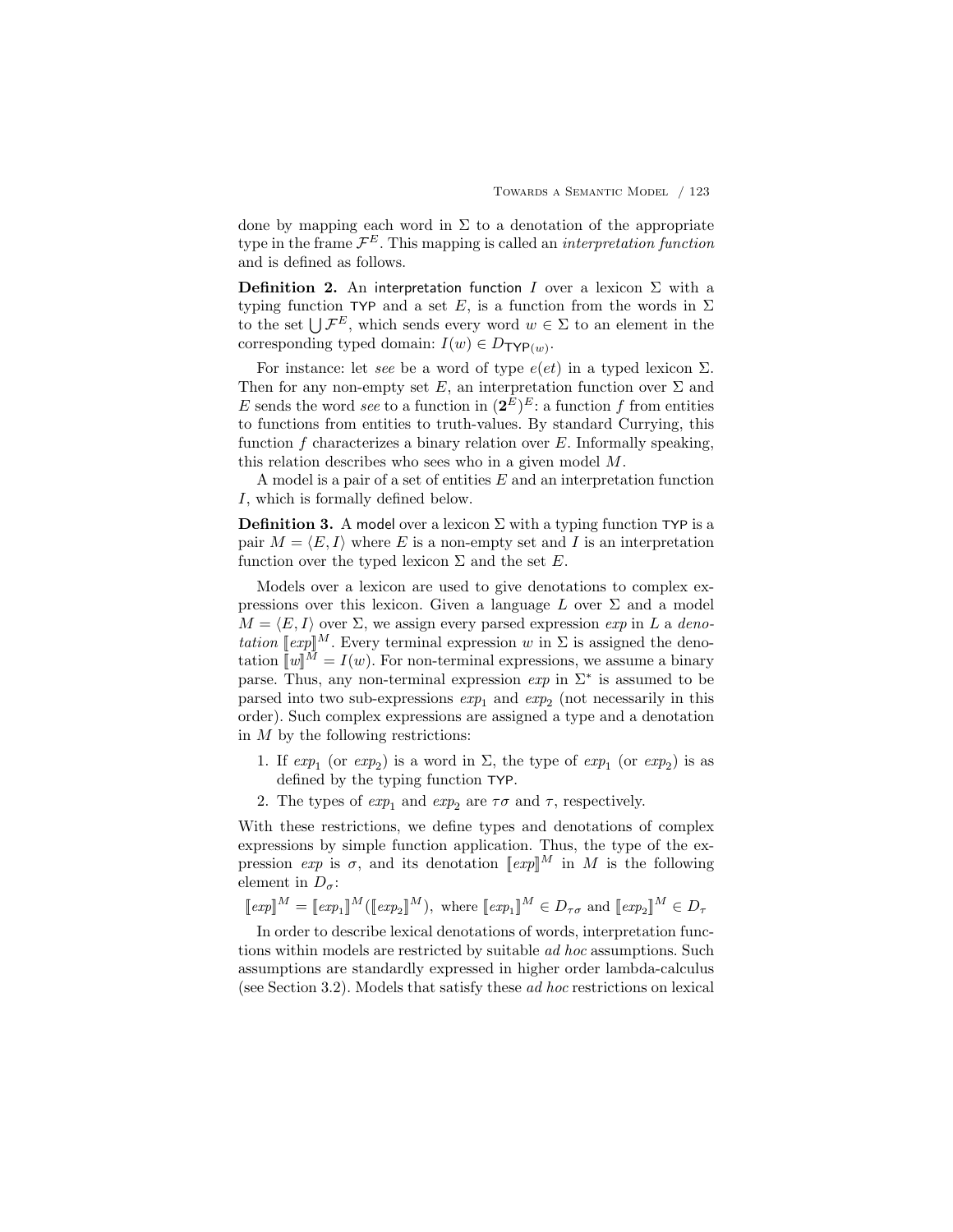done by mapping each word in $\Sigma$ to a denotation of the appropriate type in the frame $\mathcal{F}^E$. This mapping is called an *interpretation function* and is defined as follows.

**Definition 2.** An interpretation function $I$ over a lexicon $\Sigma$ with a typing function $\mathsf{TYP}$ and a set $E$, is a function from the words in $\Sigma$ to the set $\bigcup \mathcal{F}^E$, which sends every word $w \in \Sigma$ to an element in the corresponding typed domain: $I(w) \in D_{\mathsf{TYP}(w)}$.

For instance: let *see* be a word of type $e(et)$ in a typed lexicon $\Sigma$. Then for any non-empty set $E$, an interpretation function over $\Sigma$ and $E$ sends the word *see* to a function in $(\mathbf{2}^E)^E$: a function $f$ from entities to functions from entities to truth-values. By standard Currying, this function $f$ characterizes a binary relation over $E$. Informally speaking, this relation describes who sees who in a given model $M$.

A model is a pair of a set of entities $E$ and an interpretation function $I$, which is formally defined below.

**Definition 3.** A model over a lexicon $\Sigma$ with a typing function $\mathsf{TYP}$ is a pair $M = \langle E, I \rangle$ where $E$ is a non-empty set and $I$ is an interpretation function over the typed lexicon $\Sigma$ and the set $E$.

Models over a lexicon are used to give denotations to complex expressions over this lexicon. Given a language $L$ over $\Sigma$ and a model $M = \langle E, I \rangle$ over $\Sigma$, we assign every parsed expression *exp* in $L$ a *denotation* $[\![exp]\!]^M$. Every terminal expression $w$ in $\Sigma$ is assigned the denotation $[\![w]\!]^M = I(w)$. For non-terminal expressions, we assume a binary parse. Thus, any non-terminal expression *exp* in $\Sigma^*$ is assumed to be parsed into two sub-expressions $exp_1$ and $exp_2$ (not necessarily in this order). Such complex expressions are assigned a type and a denotation in $M$ by the following restrictions:

1. If $exp_1$ (or $exp_2$) is a word in $\Sigma$, the type of $exp_1$ (or $exp_2$) is as defined by the typing function $\mathsf{TYP}$.
2. The types of $exp_1$ and $exp_2$ are $\tau\sigma$ and $\tau$, respectively.

With these restrictions, we define types and denotations of complex expressions by simple function application. Thus, the type of the expression *exp* is $\sigma$, and its denotation $[\![exp]\!]^M$ in $M$ is the following element in $D_\sigma$:

$$[\![exp]\!]^M = [\![exp_1]\!]^M([\![exp_2]\!]^M), \text{ where } [\![exp_1]\!]^M \in D_{\tau\sigma} \text{ and } [\![exp_2]\!]^M \in D_\tau$$

In order to describe lexical denotations of words, interpretation functions within models are restricted by suitable *ad hoc* assumptions. Such assumptions are standardly expressed in higher order lambda-calculus (see Section 3.2). Models that satisfy these *ad hoc* restrictions on lexical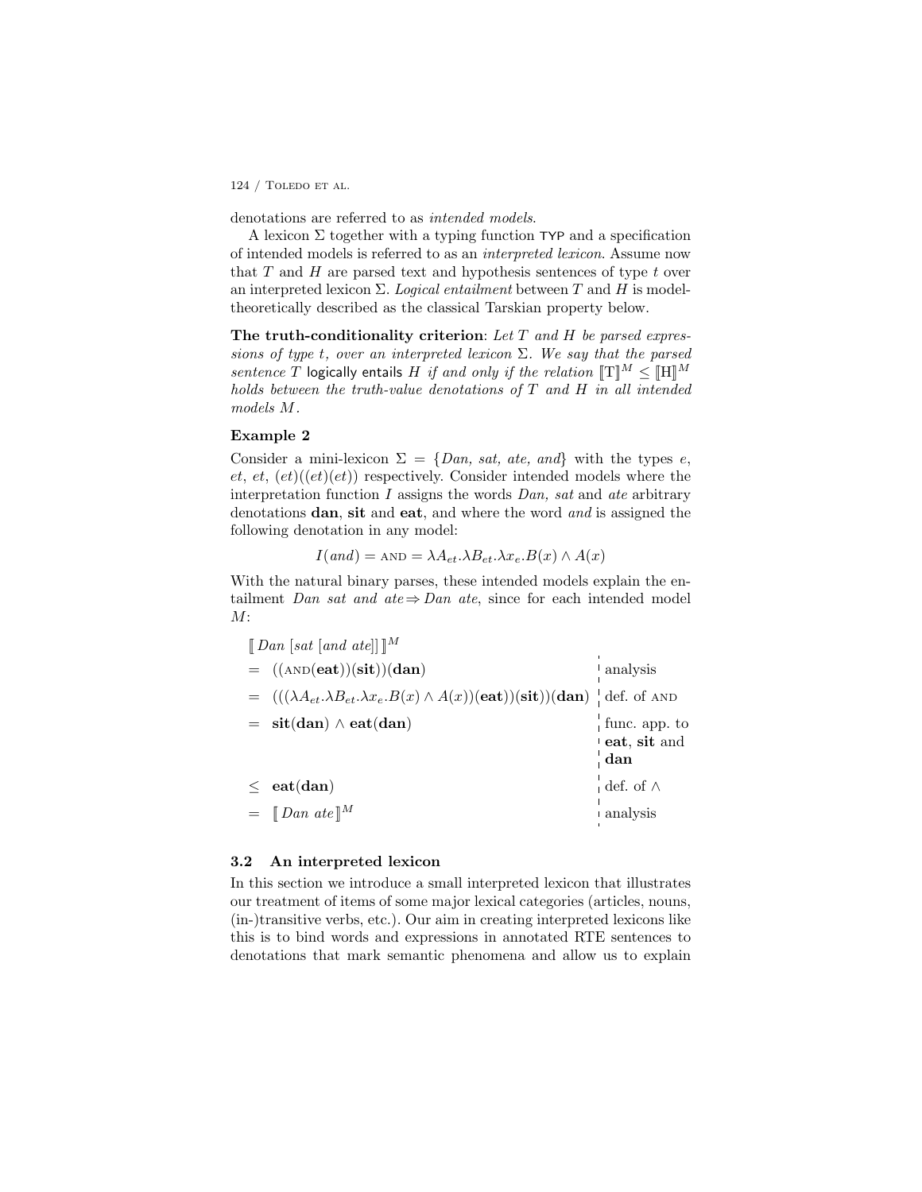denotations are referred to as *intended models*.

A lexicon $\Sigma$ together with a typing function TYP and a specification of intended models is referred to as an *interpreted lexicon*. Assume now that $T$ and $H$ are parsed text and hypothesis sentences of type $t$ over an interpreted lexicon $\Sigma$. *Logical entailment* between $T$ and $H$ is model-theoretically described as the classical Tarskian property below.

**The truth-conditionality criterion**: *Let $T$ and $H$ be parsed expressions of type $t$, over an interpreted lexicon $\Sigma$. We say that the parsed sentence $T$* logically entails *$H$ if and only if the relation $[\![\mathrm{T}]\!]^M \leq [\![\mathrm{H}]\!]^M$ holds between the truth-value denotations of $T$ and $H$ in all intended models $M$.*

### Example 2

Consider a mini-lexicon $\Sigma = \{Dan,\ sat,\ ate,\ and\}$ with the types $e$, $et$, $et$, $(et)((et)(et))$ respectively. Consider intended models where the interpretation function $I$ assigns the words *Dan, sat* and *ate* arbitrary denotations **dan**, **sit** and **eat**, and where the word *and* is assigned the following denotation in any model:

$$I(and) = \textsc{and} = \lambda A_{et}.\lambda B_{et}.\lambda x_e.B(x) \wedge A(x)$$

With the natural binary parses, these intended models explain the entailment *Dan sat and ate* $\Rightarrow$ *Dan ate*, since for each intended model $M$:

| | |
|---|---|
| $[\![\,Dan\ [sat\ [and\ ate]]\,]\!]^M$ | |
| $=\ ((\textsc{and}(\mathbf{eat}))(\mathbf{sit}))(\mathbf{dan})$ | analysis |
| $=\ (((\lambda A_{et}.\lambda B_{et}.\lambda x_e.B(x) \wedge A(x))(\mathbf{eat}))(\mathbf{sit}))(\mathbf{dan})$ | def. of AND |
| $=\ \mathbf{sit}(\mathbf{dan}) \wedge \mathbf{eat}(\mathbf{dan})$ | func. app. to **eat**, **sit** and **dan** |
| $\leq\ \mathbf{eat}(\mathbf{dan})$ | def. of $\wedge$ |
| $=\ [\![\,Dan\ ate\,]\!]^M$ | analysis |

### 3.2 An interpreted lexicon

In this section we introduce a small interpreted lexicon that illustrates our treatment of items of some major lexical categories (articles, nouns, (in-)transitive verbs, etc.). Our aim in creating interpreted lexicons like this is to bind words and expressions in annotated RTE sentences to denotations that mark semantic phenomena and allow us to explain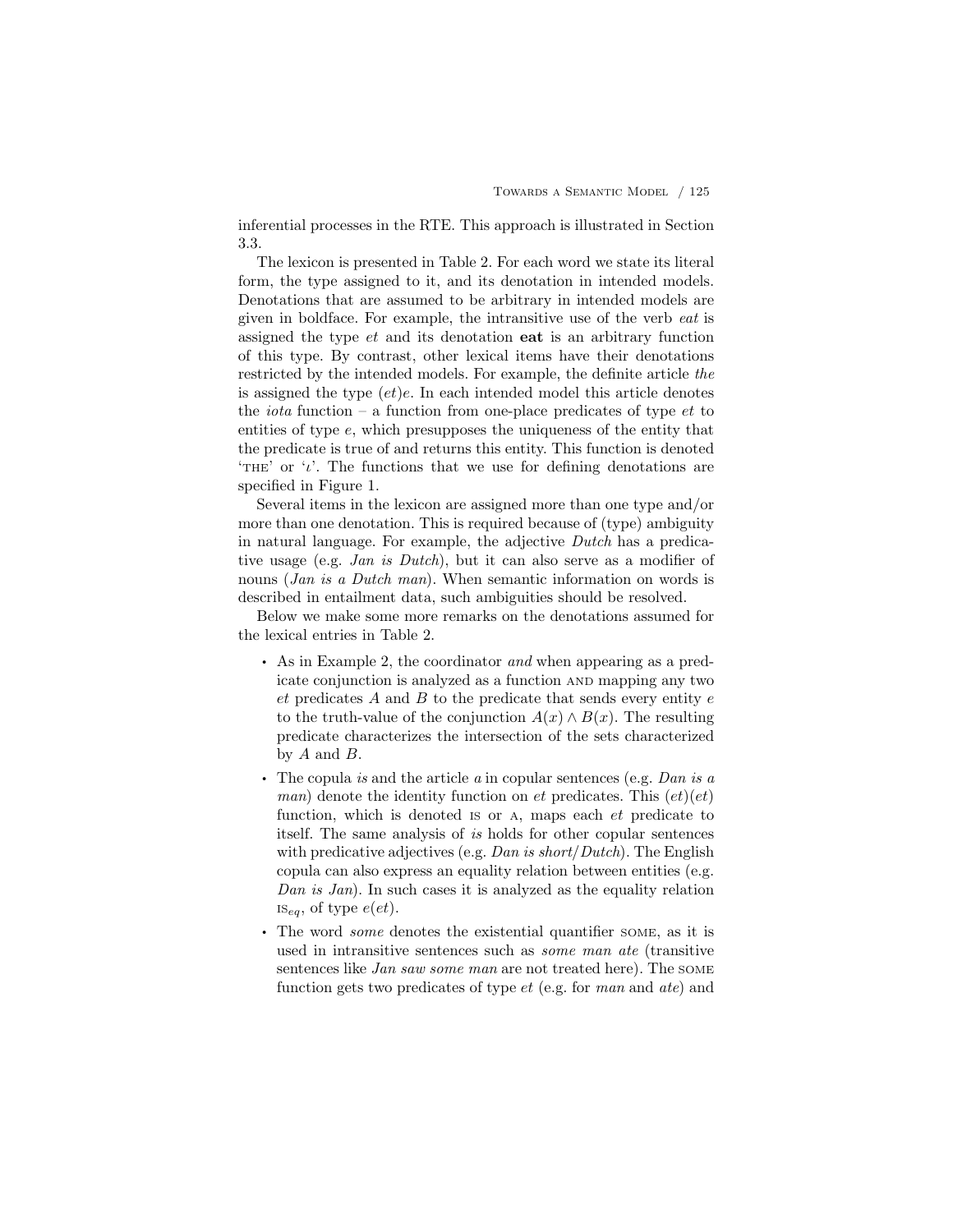inferential processes in the RTE. This approach is illustrated in Section 3.3.

The lexicon is presented in Table 2. For each word we state its literal form, the type assigned to it, and its denotation in intended models. Denotations that are assumed to be arbitrary in intended models are given in boldface. For example, the intransitive use of the verb *eat* is assigned the type $et$ and its denotation **eat** is an arbitrary function of this type. By contrast, other lexical items have their denotations restricted by the intended models. For example, the definite article *the* is assigned the type $(et)e$. In each intended model this article denotes the *iota* function – a function from one-place predicates of type $et$ to entities of type $e$, which presupposes the uniqueness of the entity that the predicate is true of and returns this entity. This function is denoted 'THE' or '$\iota$'. The functions that we use for defining denotations are specified in Figure 1.

Several items in the lexicon are assigned more than one type and/or more than one denotation. This is required because of (type) ambiguity in natural language. For example, the adjective *Dutch* has a predicative usage (e.g. *Jan is Dutch*), but it can also serve as a modifier of nouns (*Jan is a Dutch man*). When semantic information on words is described in entailment data, such ambiguities should be resolved.

Below we make some more remarks on the denotations assumed for the lexical entries in Table 2.

- As in Example 2, the coordinator *and* when appearing as a predicate conjunction is analyzed as a function AND mapping any two $et$ predicates $A$ and $B$ to the predicate that sends every entity $e$ to the truth-value of the conjunction $A(x) \wedge B(x)$. The resulting predicate characterizes the intersection of the sets characterized by $A$ and $B$.
- The copula *is* and the article *a* in copular sentences (e.g. *Dan is a man*) denote the identity function on $et$ predicates. This $(et)(et)$ function, which is denoted IS or A, maps each $et$ predicate to itself. The same analysis of *is* holds for other copular sentences with predicative adjectives (e.g. *Dan is short/Dutch*). The English copula can also express an equality relation between entities (e.g. *Dan is Jan*). In such cases it is analyzed as the equality relation $\text{IS}_{eq}$, of type $e(et)$.
- The word *some* denotes the existential quantifier SOME, as it is used in intransitive sentences such as *some man ate* (transitive sentences like *Jan saw some man* are not treated here). The SOME function gets two predicates of type $et$ (e.g. for *man* and *ate*) and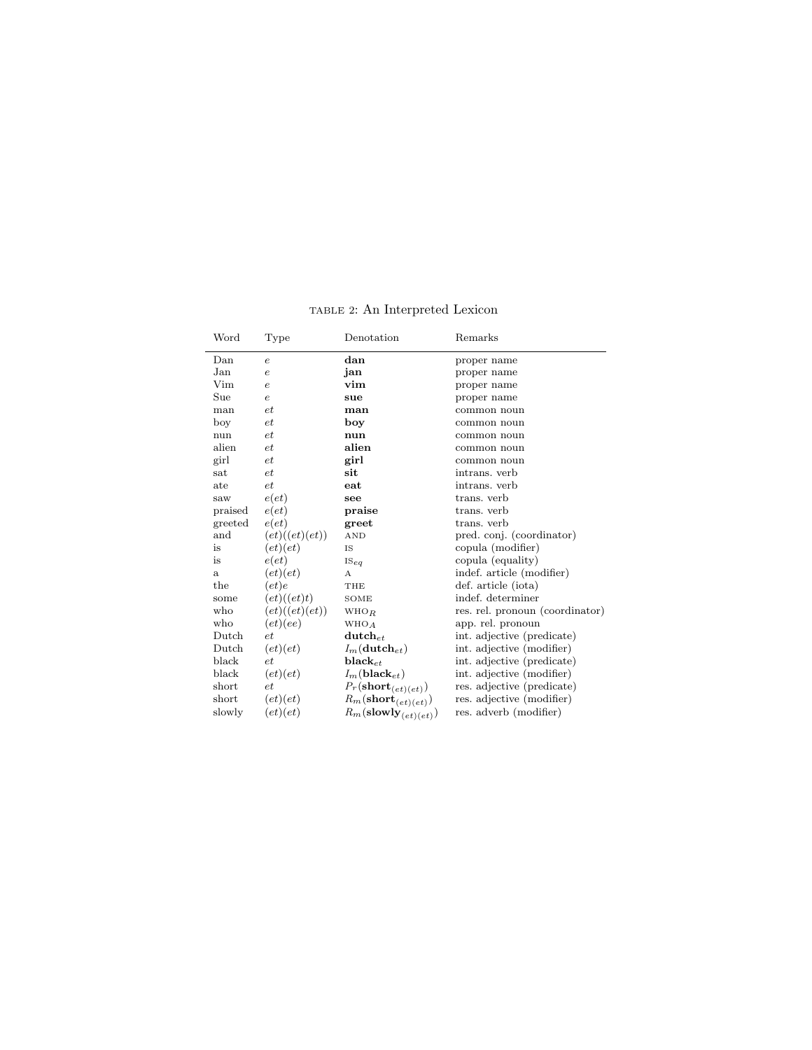TABLE 2: An Interpreted Lexicon

| Word | Type | Denotation | Remarks |
|---|---|---|---|
| Dan | $e$ | **dan** | proper name |
| Jan | $e$ | **jan** | proper name |
| Vim | $e$ | **vim** | proper name |
| Sue | $e$ | **sue** | proper name |
| man | $et$ | **man** | common noun |
| boy | $et$ | **boy** | common noun |
| nun | $et$ | **nun** | common noun |
| alien | $et$ | **alien** | common noun |
| girl | $et$ | **girl** | common noun |
| sat | $et$ | **sit** | intrans. verb |
| ate | $et$ | **eat** | intrans. verb |
| saw | $e(et)$ | **see** | trans. verb |
| praised | $e(et)$ | **praise** | trans. verb |
| greeted | $e(et)$ | **greet** | trans. verb |
| and | $(et)((et)(et))$ | AND | pred. conj. (coordinator) |
| is | $(et)(et)$ | IS | copula (modifier) |
| is | $e(et)$ | $\text{IS}_{eq}$ | copula (equality) |
| a | $(et)(et)$ | A | indef. article (modifier) |
| the | $(et)e$ | THE | def. article (iota) |
| some | $(et)((et)t)$ | SOME | indef. determiner |
| who | $(et)((et)(et))$ | $\text{WHO}_R$ | res. rel. pronoun (coordinator) |
| who | $(et)(ee)$ | $\text{WHO}_A$ | app. rel. pronoun |
| Dutch | $et$ | $\textbf{dutch}_{et}$ | int. adjective (predicate) |
| Dutch | $(et)(et)$ | $I_m(\textbf{dutch}_{et})$ | int. adjective (modifier) |
| black | $et$ | $\textbf{black}_{et}$ | int. adjective (predicate) |
| black | $(et)(et)$ | $I_m(\textbf{black}_{et})$ | int. adjective (modifier) |
| short | $et$ | $P_r(\textbf{short}_{(et)(et)})$ | res. adjective (predicate) |
| short | $(et)(et)$ | $R_m(\textbf{short}_{(et)(et)})$ | res. adjective (modifier) |
| slowly | $(et)(et)$ | $R_m(\textbf{slowly}_{(et)(et)})$ | res. adverb (modifier) |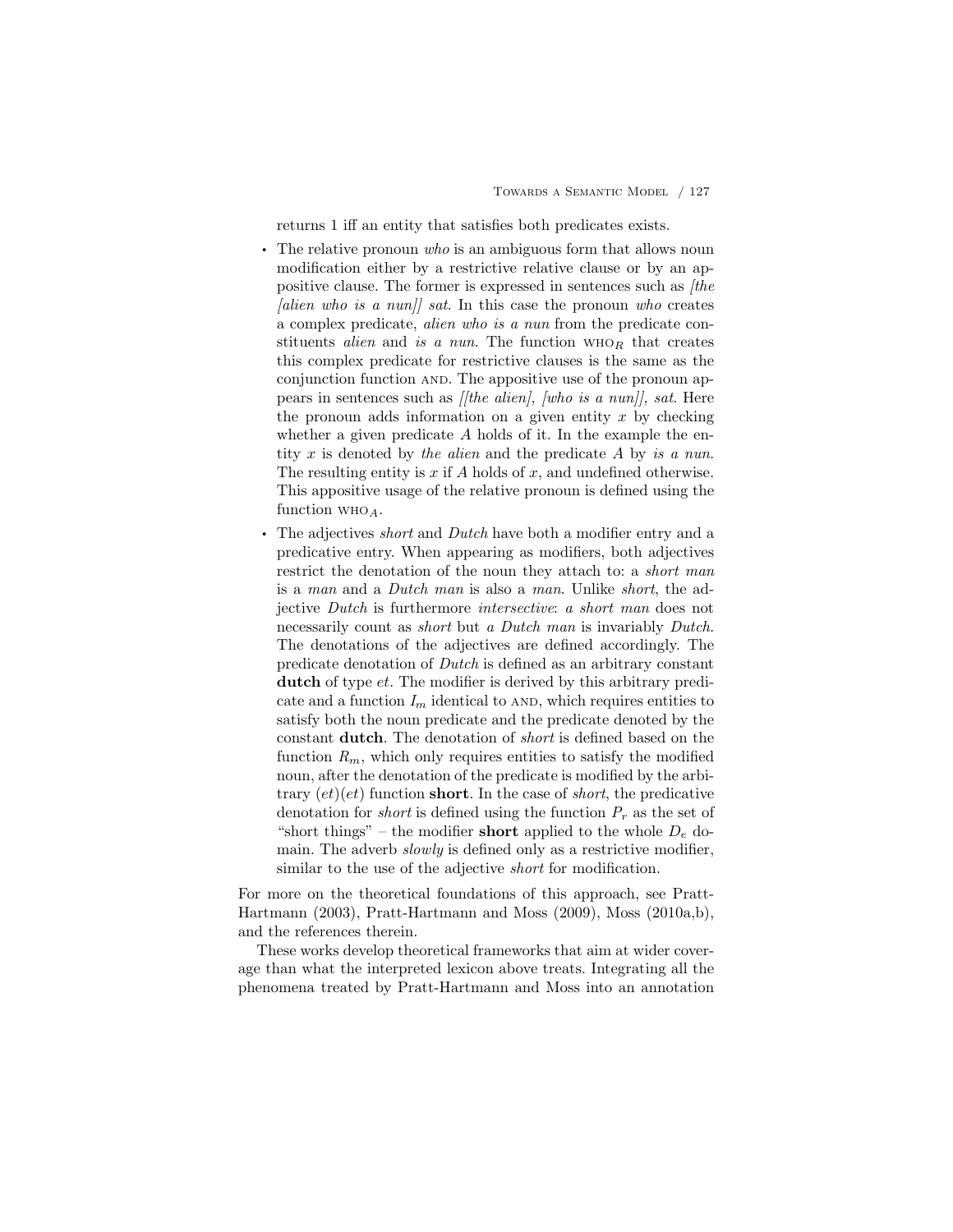returns 1 iff an entity that satisfies both predicates exists.

- The relative pronoun *who* is an ambiguous form that allows noun modification either by a restrictive relative clause or by an appositive clause. The former is expressed in sentences such as *[the [alien who is a nun]] sat*. In this case the pronoun *who* creates a complex predicate, *alien who is a nun* from the predicate constituents *alien* and *is a nun*. The function $\textsc{who}_R$ that creates this complex predicate for restrictive clauses is the same as the conjunction function AND. The appositive use of the pronoun appears in sentences such as *[[the alien], [who is a nun]], sat*. Here the pronoun adds information on a given entity $x$ by checking whether a given predicate $A$ holds of it. In the example the entity $x$ is denoted by *the alien* and the predicate $A$ by *is a nun*. The resulting entity is $x$ if $A$ holds of $x$, and undefined otherwise. This appositive usage of the relative pronoun is defined using the function $\textsc{who}_A$.
- The adjectives *short* and *Dutch* have both a modifier entry and a predicative entry. When appearing as modifiers, both adjectives restrict the denotation of the noun they attach to: a *short man* is a *man* and a *Dutch man* is also a *man*. Unlike *short*, the adjective *Dutch* is furthermore *intersective*: *a short man* does not necessarily count as *short* but *a Dutch man* is invariably *Dutch*. The denotations of the adjectives are defined accordingly. The predicate denotation of *Dutch* is defined as an arbitrary constant **dutch** of type $et$. The modifier is derived by this arbitrary predicate and a function $I_m$ identical to AND, which requires entities to satisfy both the noun predicate and the predicate denoted by the constant **dutch**. The denotation of *short* is defined based on the function $R_m$, which only requires entities to satisfy the modified noun, after the denotation of the predicate is modified by the arbitrary $(et)(et)$ function **short**. In the case of *short*, the predicative denotation for *short* is defined using the function $P_r$ as the set of "short things" – the modifier **short** applied to the whole $D_e$ domain. The adverb *slowly* is defined only as a restrictive modifier, similar to the use of the adjective *short* for modification.

For more on the theoretical foundations of this approach, see Pratt-Hartmann (2003), Pratt-Hartmann and Moss (2009), Moss (2010a,b), and the references therein.

These works develop theoretical frameworks that aim at wider coverage than what the interpreted lexicon above treats. Integrating all the phenomena treated by Pratt-Hartmann and Moss into an annotation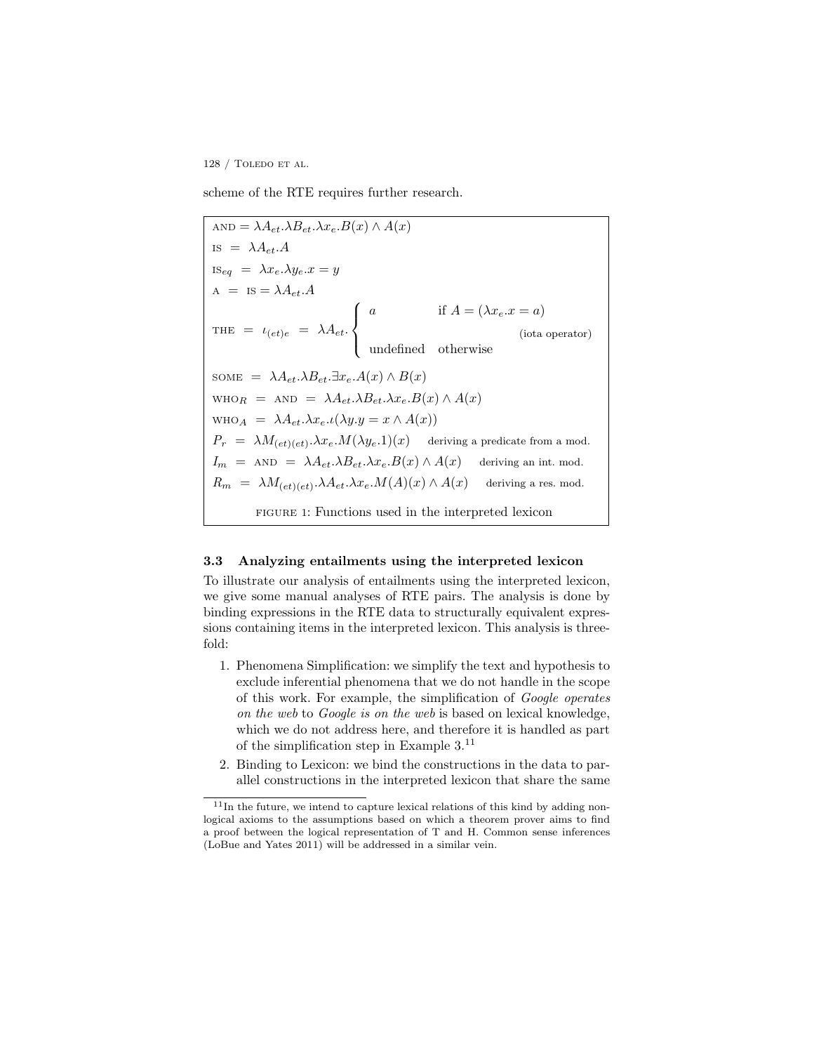scheme of the RTE requires further research.

$$\text{AND} = \lambda A_{et}.\lambda B_{et}.\lambda x_e.B(x) \wedge A(x)$$

$$\text{IS} \ = \ \lambda A_{et}.A$$

$$\text{IS}_{eq} \ = \ \lambda x_e.\lambda y_e.x = y$$

$$\text{A} \ = \ \text{IS} = \lambda A_{et}.A$$

$$\text{THE} \ = \ \iota_{(et)e} \ = \ \lambda A_{et}.\begin{cases} a & \text{if } A = (\lambda x_e.x = a) \\ & \qquad\qquad \text{(iota operator)} \\ \text{undefined} & \text{otherwise} \end{cases}$$

$$\text{SOME} \ = \ \lambda A_{et}.\lambda B_{et}.\exists x_e.A(x) \wedge B(x)$$

$$\text{WHO}_R \ = \ \text{AND} \ = \ \lambda A_{et}.\lambda B_{et}.\lambda x_e.B(x) \wedge A(x)$$

$$\text{WHO}_A \ = \ \lambda A_{et}.\lambda x_e.\iota(\lambda y.y = x \wedge A(x))$$

$$P_r \ = \ \lambda M_{(et)(et)}.\lambda x_e.M(\lambda y_e.1)(x) \quad \text{deriving a predicate from a mod.}$$

$$I_m \ = \ \text{AND} \ = \ \lambda A_{et}.\lambda B_{et}.\lambda x_e.B(x) \wedge A(x) \quad \text{deriving an int. mod.}$$

$$R_m \ = \ \lambda M_{(et)(et)}.\lambda A_{et}.\lambda x_e.M(A)(x) \wedge A(x) \quad \text{deriving a res. mod.}$$

FIGURE 1: Functions used in the interpreted lexicon

### 3.3 Analyzing entailments using the interpreted lexicon

To illustrate our analysis of entailments using the interpreted lexicon, we give some manual analyses of RTE pairs. The analysis is done by binding expressions in the RTE data to structurally equivalent expressions containing items in the interpreted lexicon. This analysis is threefold:

1. Phenomena Simplification: we simplify the text and hypothesis to exclude inferential phenomena that we do not handle in the scope of this work. For example, the simplification of *Google operates on the web* to *Google is on the web* is based on lexical knowledge, which we do not address here, and therefore it is handled as part of the simplification step in Example 3.[11]
2. Binding to Lexicon: we bind the constructions in the data to parallel constructions in the interpreted lexicon that share the same

[11] In the future, we intend to capture lexical relations of this kind by adding nonlogical axioms to the assumptions based on which a theorem prover aims to find a proof between the logical representation of T and H. Common sense inferences (LoBue and Yates 2011) will be addressed in a similar vein.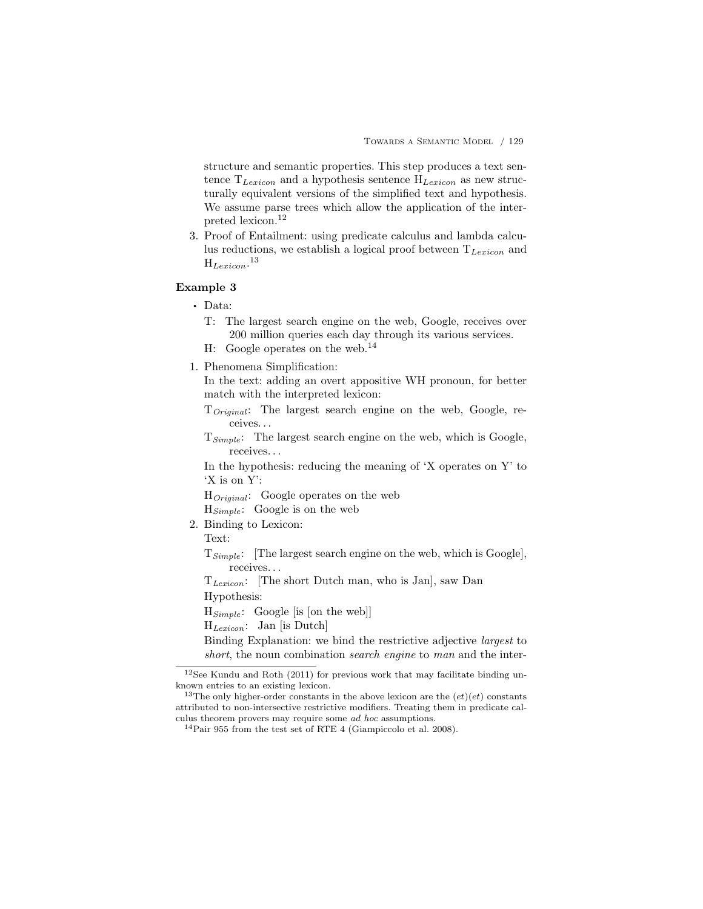structure and semantic properties. This step produces a text sentence $T_{Lexicon}$ and a hypothesis sentence $H_{Lexicon}$ as new structurally equivalent versions of the simplified text and hypothesis. We assume parse trees which allow the application of the interpreted lexicon.[12]

3. Proof of Entailment: using predicate calculus and lambda calculus reductions, we establish a logical proof between $T_{Lexicon}$ and $H_{Lexicon}$.[13]

**Example 3**

- Data:

  T: The largest search engine on the web, Google, receives over 200 million queries each day through its various services.

  H: Google operates on the web.[14]

1. Phenomena Simplification:

   In the text: adding an overt appositive WH pronoun, for better match with the interpreted lexicon:

   $T_{Original}$: The largest search engine on the web, Google, receives. . .

   $T_{Simple}$: The largest search engine on the web, which is Google, receives. . .

   In the hypothesis: reducing the meaning of 'X operates on Y' to 'X is on Y':

   $H_{Original}$: Google operates on the web

   $H_{Simple}$: Google is on the web

2. Binding to Lexicon:

   Text:

   $T_{Simple}$: [The largest search engine on the web, which is Google], receives. . .

   $T_{Lexicon}$: [The short Dutch man, who is Jan], saw Dan

   Hypothesis:

   $H_{Simple}$: Google [is [on the web]]

   $H_{Lexicon}$: Jan [is Dutch]

   Binding Explanation: we bind the restrictive adjective *largest* to *short*, the noun combination *search engine* to *man* and the inter-

---

[12] See Kundu and Roth (2011) for previous work that may facilitate binding unknown entries to an existing lexicon.

[13] The only higher-order constants in the above lexicon are the $(et)(et)$ constants attributed to non-intersective restrictive modifiers. Treating them in predicate calculus theorem provers may require some *ad hoc* assumptions.

[14] Pair 955 from the test set of RTE 4 (Giampiccolo et al. 2008).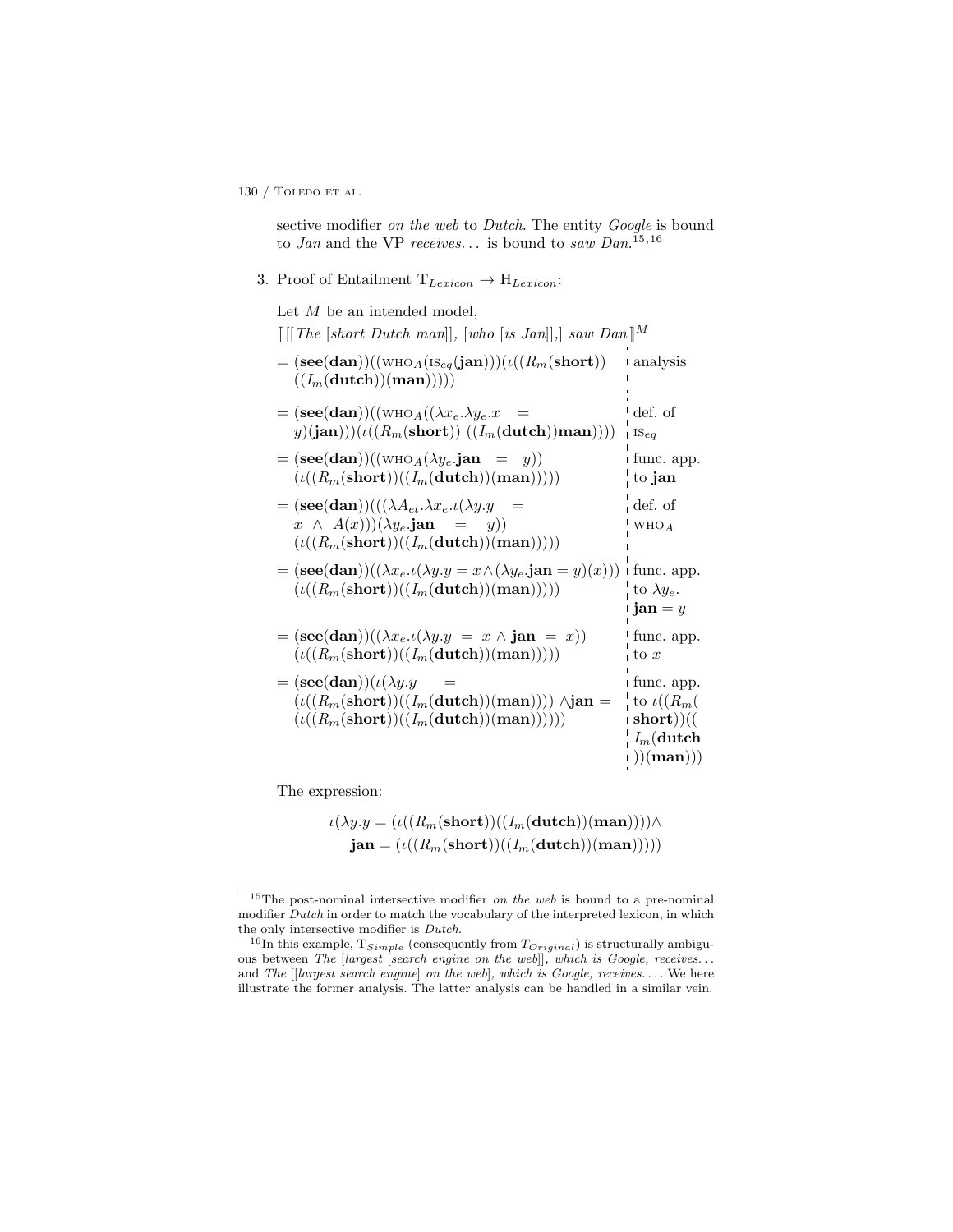sective modifier *on the web* to *Dutch*. The entity *Google* is bound to *Jan* and the VP *receives...* is bound to *saw Dan*.[15,16]

3. Proof of Entailment $\mathrm{T}_{Lexicon} \rightarrow \mathrm{H}_{Lexicon}$:

Let $M$ be an intended model,

$[\![ [[\textit{The } [\textit{short Dutch man}]], [\textit{who } [\textit{is Jan}]],] \textit{ saw Dan} ]\!]^M$

| | |
|---|---|
| $= (\mathbf{see}(\mathbf{dan}))((\text{WHO}_A(\text{IS}_{eq}(\mathbf{jan})))(\iota((R_m(\mathbf{short}))((I_m(\mathbf{dutch}))(\mathbf{man})))))$ | analysis |
| $= (\mathbf{see}(\mathbf{dan}))((\text{WHO}_A((\lambda x_e.\lambda y_e.x = y)(\mathbf{jan})))(\iota((R_m(\mathbf{short}))\ ((I_m(\mathbf{dutch}))\mathbf{man}))))$ | def. of $\text{IS}_{eq}$ |
| $= (\mathbf{see}(\mathbf{dan}))((\text{WHO}_A(\lambda y_e.\mathbf{jan} = y))(\iota((R_m(\mathbf{short}))((I_m(\mathbf{dutch}))(\mathbf{man})))))$ | func. app. to $\mathbf{jan}$ |
| $= (\mathbf{see}(\mathbf{dan}))(((\lambda A_{et}.\lambda x_e.\iota(\lambda y.y = x \wedge A(x)))(\lambda y_e.\mathbf{jan} = y))(\iota((R_m(\mathbf{short}))((I_m(\mathbf{dutch}))(\mathbf{man})))))$ | def. of $\text{WHO}_A$ |
| $= (\mathbf{see}(\mathbf{dan}))((\lambda x_e.\iota(\lambda y.y = x \wedge (\lambda y_e.\mathbf{jan} = y)(x)))(\iota((R_m(\mathbf{short}))((I_m(\mathbf{dutch}))(\mathbf{man})))))$ | func. app. to $\lambda y_e.\mathbf{jan} = y$ |
| $= (\mathbf{see}(\mathbf{dan}))((\lambda x_e.\iota(\lambda y.y = x \wedge \mathbf{jan} = x))(\iota((R_m(\mathbf{short}))((I_m(\mathbf{dutch}))(\mathbf{man})))))$ | func. app. to $x$ |
| $= (\mathbf{see}(\mathbf{dan}))(\iota(\lambda y.y = (\iota((R_m(\mathbf{short}))((I_m(\mathbf{dutch}))(\mathbf{man})))) \wedge \mathbf{jan} = (\iota((R_m(\mathbf{short}))((I_m(\mathbf{dutch}))(\mathbf{man}))))))$ | func. app. to $\iota((R_m(\mathbf{short}))((I_m(\mathbf{dutch}))(\mathbf{man})))$ |

The expression:

$$\iota(\lambda y.y = (\iota((R_m(\mathbf{short}))((I_m(\mathbf{dutch}))(\mathbf{man})))) \wedge \mathbf{jan} = (\iota((R_m(\mathbf{short}))((I_m(\mathbf{dutch}))(\mathbf{man})))))$$

---

[15] The post-nominal intersective modifier *on the web* is bound to a pre-nominal modifier *Dutch* in order to match the vocabulary of the interpreted lexicon, in which the only intersective modifier is *Dutch*.

[16] In this example, $\mathrm{T}_{Simple}$ (consequently from $T_{Original}$) is structurally ambiguous between *The [largest [search engine on the web]], which is Google, receives...* and *The [[largest search engine] on the web], which is Google, receives...*. We here illustrate the former analysis. The latter analysis can be handled in a similar vein.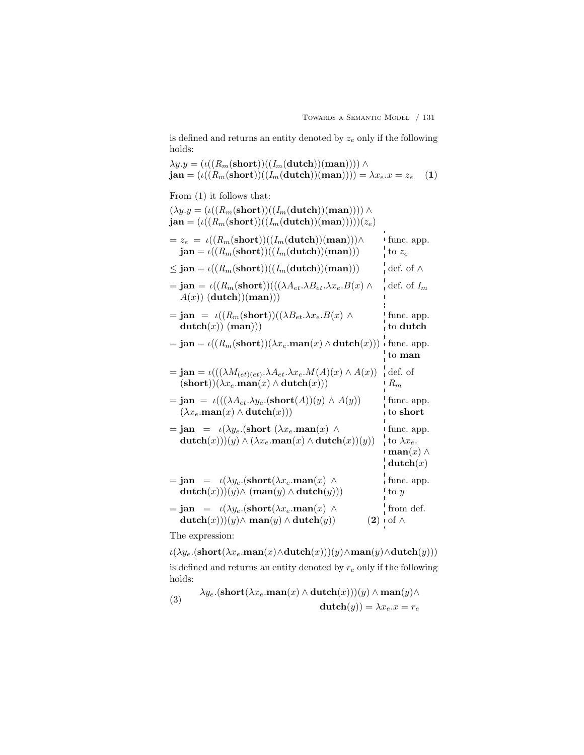is defined and returns an entity denoted by $z_e$ only if the following holds:

$$\lambda y.y = (\iota((R_m(\mathbf{short}))((I_m(\mathbf{dutch}))(\mathbf{man})))) \wedge \mathbf{jan} = (\iota((R_m(\mathbf{short}))((I_m(\mathbf{dutch}))(\mathbf{man})))) = \lambda x_e.x = z_e \quad (\mathbf{1})$$

From (1) it follows that:

$$(\lambda y.y = (\iota((R_m(\mathbf{short}))((I_m(\mathbf{dutch}))(\mathbf{man})))) \wedge \mathbf{jan} = (\iota((R_m(\mathbf{short}))((I_m(\mathbf{dutch}))(\mathbf{man})))))(z_e)$$

| | |
|---|---|
| $= z_e \ = \ \iota((R_m(\mathbf{short}))((I_m(\mathbf{dutch}))(\mathbf{man})))\wedge$ $\mathbf{jan} = \iota((R_m(\mathbf{short}))((I_m(\mathbf{dutch}))(\mathbf{man})))$ | func. app. to $z_e$ |
| $\leq \mathbf{jan} = \iota((R_m(\mathbf{short}))((I_m(\mathbf{dutch}))(\mathbf{man})))$ | def. of $\wedge$ |
| $= \mathbf{jan} \ = \ \iota((R_m(\mathbf{short}))(((\lambda A_{et}.\lambda B_{et}.\lambda x_e.B(x) \wedge A(x))\ (\mathbf{dutch}))(\mathbf{man})))$ | def. of $I_m$ |
| $= \mathbf{jan} \ = \ \iota((R_m(\mathbf{short}))((\lambda B_{et}.\lambda x_e.B(x) \wedge \mathbf{dutch}(x))\ (\mathbf{man})))$ | func. app. to **dutch** |
| $= \mathbf{jan} = \iota((R_m(\mathbf{short}))(\lambda x_e.\mathbf{man}(x) \wedge \mathbf{dutch}(x)))$ | func. app. to **man** |
| $= \mathbf{jan} = \iota(((\lambda M_{(et)(et)}.\lambda A_{et}.\lambda x_e.M(A)(x) \wedge A(x))\ (\mathbf{short}))(\lambda x_e.\mathbf{man}(x) \wedge \mathbf{dutch}(x)))$ | def. of $R_m$ |
| $= \mathbf{jan} \ = \ \iota(((\lambda A_{et}.\lambda y_e.(\mathbf{short}(A))(y) \wedge A(y))\ (\lambda x_e.\mathbf{man}(x) \wedge \mathbf{dutch}(x)))$ | func. app. to **short** |
| $= \mathbf{jan} \ = \ \iota(\lambda y_e.(\mathbf{short}\ (\lambda x_e.\mathbf{man}(x) \wedge \mathbf{dutch}(x)))(y) \wedge (\lambda x_e.\mathbf{man}(x) \wedge \mathbf{dutch}(x))(y))$ | func. app. to $\lambda x_e.\mathbf{man}(x) \wedge \mathbf{dutch}(x)$ |
| $= \mathbf{jan} \ = \ \iota(\lambda y_e.(\mathbf{short}(\lambda x_e.\mathbf{man}(x) \wedge \mathbf{dutch}(x)))(y)\wedge\ (\mathbf{man}(y) \wedge \mathbf{dutch}(y)))$ | func. app. to $y$ |
| $= \mathbf{jan} \ = \ \iota(\lambda y_e.(\mathbf{short}(\lambda x_e.\mathbf{man}(x) \wedge \mathbf{dutch}(x)))(y)\wedge\ \mathbf{man}(y) \wedge \mathbf{dutch}(y)) \quad (\mathbf{2})$ | from def. of $\wedge$ |

The expression:

$$\iota(\lambda y_e.(\mathbf{short}(\lambda x_e.\mathbf{man}(x)\wedge\mathbf{dutch}(x)))(y)\wedge\mathbf{man}(y)\wedge\mathbf{dutch}(y)))$$

is defined and returns an entity denoted by $r_e$ only if the following holds:

$$\text{(3)} \quad \lambda y_e.(\mathbf{short}(\lambda x_e.\mathbf{man}(x) \wedge \mathbf{dutch}(x)))(y) \wedge \mathbf{man}(y)\wedge \mathbf{dutch}(y)) = \lambda x_e.x = r_e$$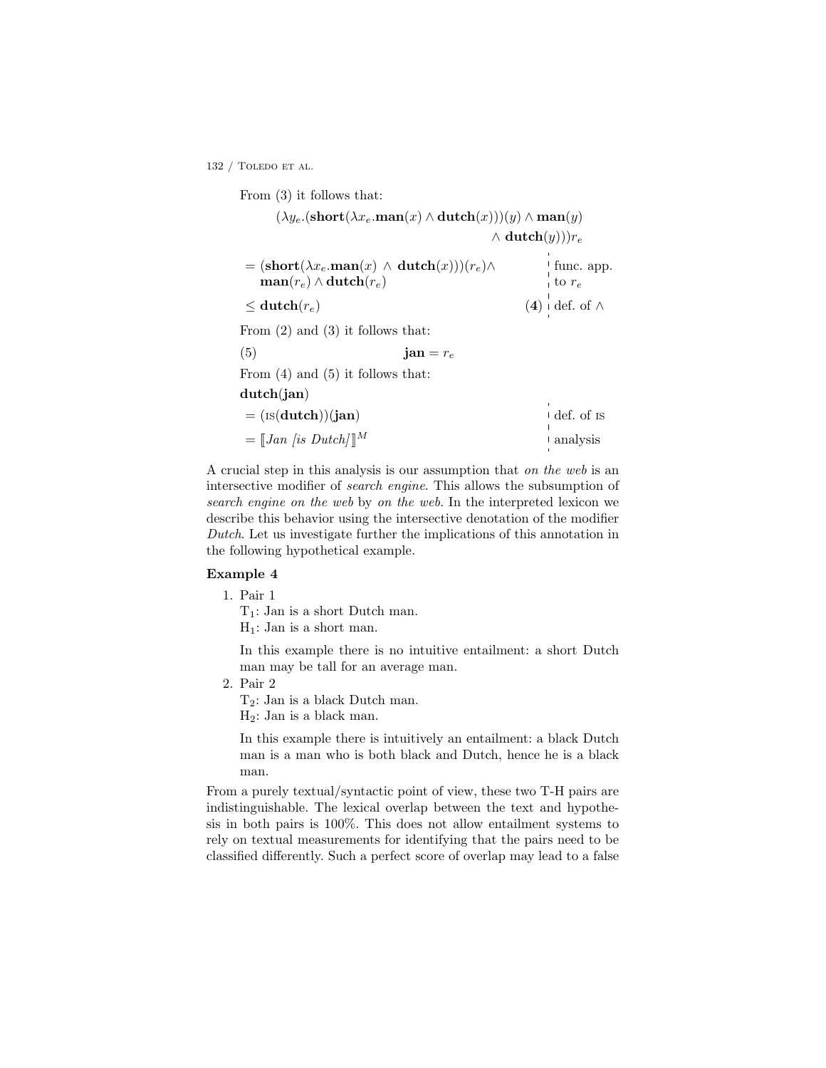From (3) it follows that:

$$(\lambda y_e.(\mathbf{short}(\lambda x_e.\mathbf{man}(x) \wedge \mathbf{dutch}(x)))(y) \wedge \mathbf{man}(y) \wedge \mathbf{dutch}(y)))r_e$$

$$= (\mathbf{short}(\lambda x_e.\mathbf{man}(x) \wedge \mathbf{dutch}(x)))(r_e) \wedge \mathbf{man}(r_e) \wedge \mathbf{dutch}(r_e) \quad \text{func. app. to } r_e$$

$$\leq \mathbf{dutch}(r_e) \quad (\mathbf{4}) \quad \text{def. of } \wedge$$

From (2) and (3) it follows that:

(5) $$\mathbf{jan} = r_e$$

From (4) and (5) it follows that:

$\mathbf{dutch}(\mathbf{jan})$

$$= (\textsc{is}(\mathbf{dutch}))(\mathbf{jan}) \quad \text{def. of IS}$$

$$= [\![\textit{Jan [is Dutch]}]\!]^M \quad \text{analysis}$$

A crucial step in this analysis is our assumption that *on the web* is an intersective modifier of *search engine*. This allows the subsumption of *search engine on the web* by *on the web*. In the interpreted lexicon we describe this behavior using the intersective denotation of the modifier *Dutch*. Let us investigate further the implications of this annotation in the following hypothetical example.

**Example 4**

1. Pair 1

   $T_1$: Jan is a short Dutch man.
   $H_1$: Jan is a short man.

   In this example there is no intuitive entailment: a short Dutch man may be tall for an average man.

2. Pair 2

   $T_2$: Jan is a black Dutch man.
   $H_2$: Jan is a black man.

   In this example there is intuitively an entailment: a black Dutch man is a man who is both black and Dutch, hence he is a black man.

From a purely textual/syntactic point of view, these two T-H pairs are indistinguishable. The lexical overlap between the text and hypothesis in both pairs is 100%. This does not allow entailment systems to rely on textual measurements for identifying that the pairs need to be classified differently. Such a perfect score of overlap may lead to a false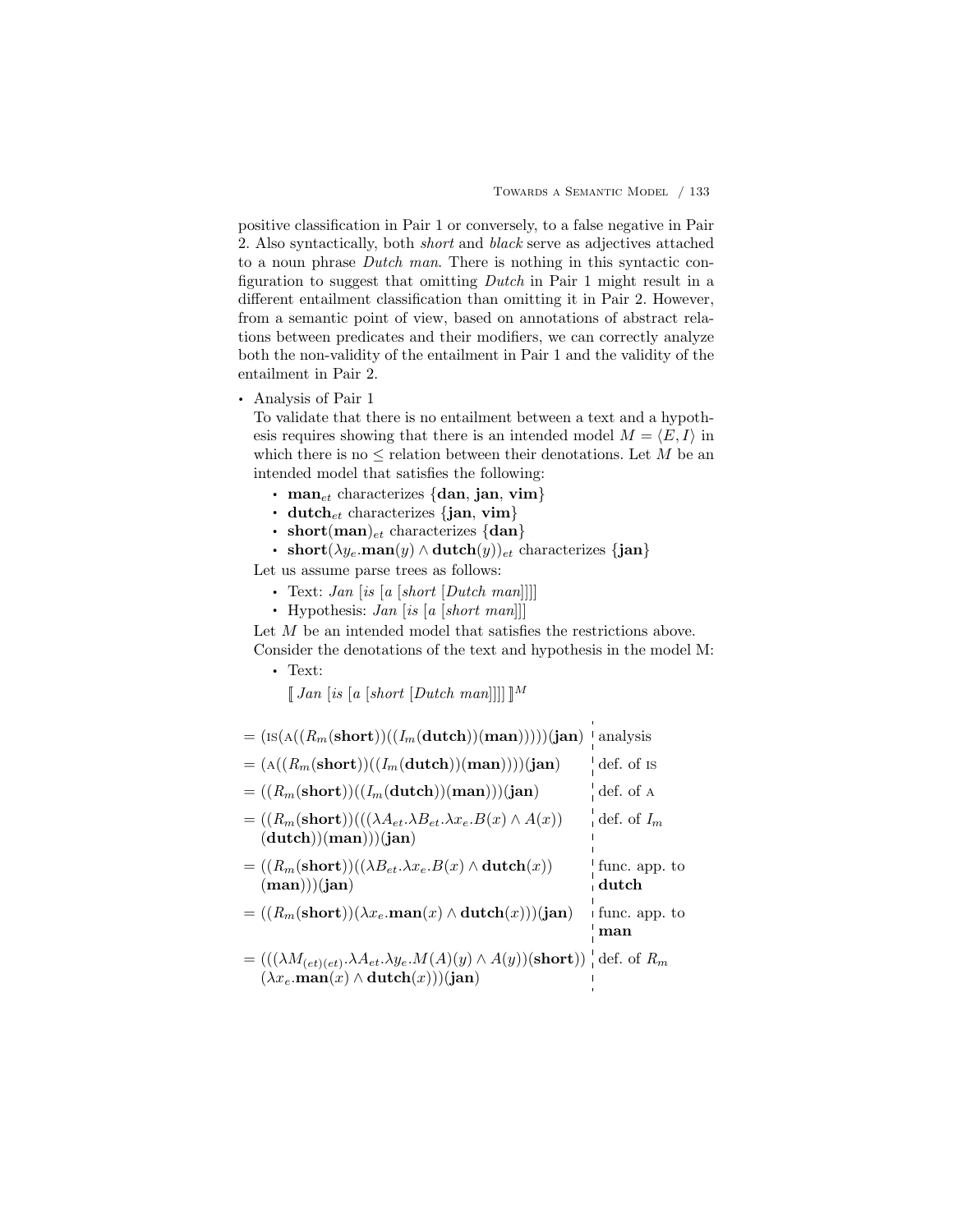positive classification in Pair 1 or conversely, to a false negative in Pair 2. Also syntactically, both *short* and *black* serve as adjectives attached to a noun phrase *Dutch man*. There is nothing in this syntactic configuration to suggest that omitting *Dutch* in Pair 1 might result in a different entailment classification than omitting it in Pair 2. However, from a semantic point of view, based on annotations of abstract relations between predicates and their modifiers, we can correctly analyze both the non-validity of the entailment in Pair 1 and the validity of the entailment in Pair 2.

- Analysis of Pair 1

  To validate that there is no entailment between a text and a hypothesis requires showing that there is an intended model $M = \langle E, I \rangle$ in which there is no $\leq$ relation between their denotations. Let $M$ be an intended model that satisfies the following:

  - $\mathbf{man}_{et}$ characterizes $\{\mathbf{dan}, \mathbf{jan}, \mathbf{vim}\}$
  - $\mathbf{dutch}_{et}$ characterizes $\{\mathbf{jan}, \mathbf{vim}\}$
  - $\mathbf{short}(\mathbf{man})_{et}$ characterizes $\{\mathbf{dan}\}$
  - $\mathbf{short}(\lambda y_e.\mathbf{man}(y) \wedge \mathbf{dutch}(y))_{et}$ characterizes $\{\mathbf{jan}\}$

  Let us assume parse trees as follows:

  - Text: *Jan* [*is* [*a* [*short* [*Dutch man*]]]]
  - Hypothesis: *Jan* [*is* [*a* [*short man*]]]

  Let $M$ be an intended model that satisfies the restrictions above.

  Consider the denotations of the text and hypothesis in the model M:

  - Text:

    $[\![\, Jan\ [is\ [a\ [short\ [Dutch\ man]]]]\,]\!]^M$

| | |
|---|---|
| $= (\textsc{is}(\textsc{a}((R_m(\mathbf{short}))((I_m(\mathbf{dutch}))(\mathbf{man})))))(\mathbf{jan})$ | analysis |
| $= (\textsc{a}((R_m(\mathbf{short}))((I_m(\mathbf{dutch}))(\mathbf{man}))))(\mathbf{jan})$ | def. of IS |
| $= ((R_m(\mathbf{short}))((I_m(\mathbf{dutch}))(\mathbf{man})))(\mathbf{jan})$ | def. of A |
| $= ((R_m(\mathbf{short}))(((\lambda A_{et}.\lambda B_{et}.\lambda x_e.B(x) \wedge A(x))(\mathbf{dutch}))(\mathbf{man})))(\mathbf{jan})$ | def. of $I_m$ |
| $= ((R_m(\mathbf{short}))((\lambda B_{et}.\lambda x_e.B(x) \wedge \mathbf{dutch}(x))(\mathbf{man})))(\mathbf{jan})$ | func. app. to **dutch** |
| $= ((R_m(\mathbf{short}))(\lambda x_e.\mathbf{man}(x) \wedge \mathbf{dutch}(x)))(\mathbf{jan})$ | func. app. to **man** |
| $= (((\lambda M_{(et)(et)}.\lambda A_{et}.\lambda y_e.M(A)(y) \wedge A(y))(\mathbf{short}))(\lambda x_e.\mathbf{man}(x) \wedge \mathbf{dutch}(x)))(\mathbf{jan})$ | def. of $R_m$ |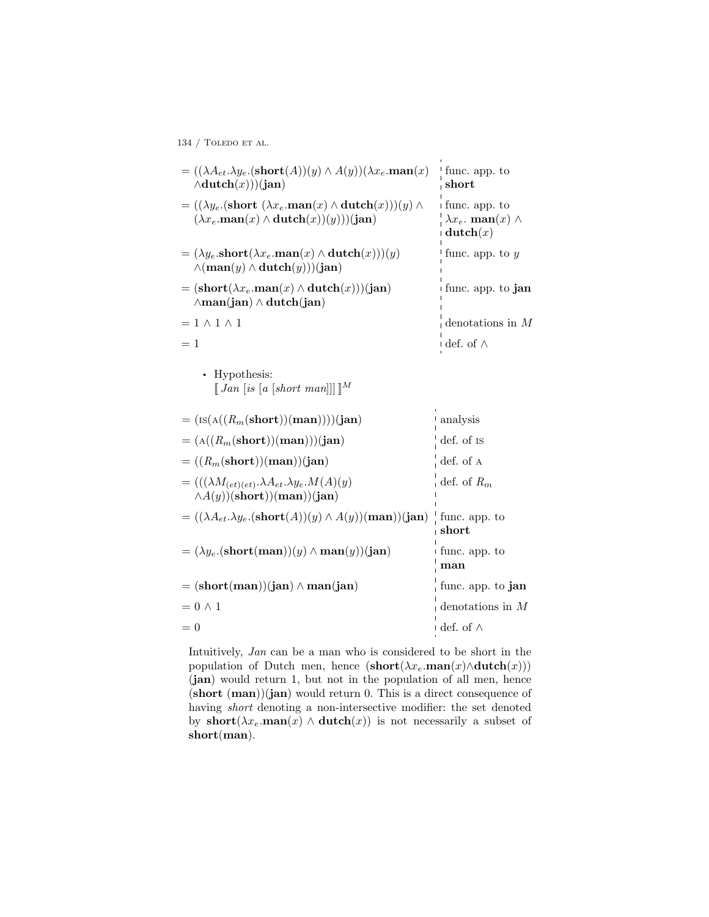| | |
|---|---|
| $= ((\lambda A_{et}.\lambda y_e.(\mathbf{short}(A))(y) \wedge A(y))(\lambda x_e.\mathbf{man}(x) \wedge \mathbf{dutch}(x)))(\mathbf{jan})$ | func. app. to **short** |
| $= ((\lambda y_e.(\mathbf{short}\ (\lambda x_e.\mathbf{man}(x) \wedge \mathbf{dutch}(x)))(y) \wedge (\lambda x_e.\mathbf{man}(x) \wedge \mathbf{dutch}(x))(y)))(\mathbf{jan})$ | func. app. to $\lambda x_e.\ \mathbf{man}(x) \wedge \mathbf{dutch}(x)$ |
| $= (\lambda y_e.\mathbf{short}(\lambda x_e.\mathbf{man}(x) \wedge \mathbf{dutch}(x)))(y) \wedge (\mathbf{man}(y) \wedge \mathbf{dutch}(y)))(\mathbf{jan})$ | func. app. to $y$ |
| $= (\mathbf{short}(\lambda x_e.\mathbf{man}(x) \wedge \mathbf{dutch}(x)))(\mathbf{jan}) \wedge \mathbf{man}(\mathbf{jan}) \wedge \mathbf{dutch}(\mathbf{jan})$ | func. app. to **jan** |
| $= 1 \wedge 1 \wedge 1$ | denotations in $M$ |
| $= 1$ | def. of $\wedge$ |

- Hypothesis:
  $[\![$ *Jan [is [a [short man]]]* $]\!]^M$

| | |
|---|---|
| $= (\text{IS}(\text{A}((R_m(\mathbf{short}))(\mathbf{man}))))(\mathbf{jan})$ | analysis |
| $= (\text{A}((R_m(\mathbf{short}))(\mathbf{man})))(\mathbf{jan})$ | def. of IS |
| $= ((R_m(\mathbf{short}))(\mathbf{man}))(\mathbf{jan})$ | def. of A |
| $= (((\lambda M_{(et)(et)}.\lambda A_{et}.\lambda y_e.M(A)(y) \wedge A(y))(\mathbf{short}))(\mathbf{man}))(\mathbf{jan})$ | def. of $R_m$ |
| $= ((\lambda A_{et}.\lambda y_e.(\mathbf{short}(A))(y) \wedge A(y))(\mathbf{man}))(\mathbf{jan})$ | func. app. to **short** |
| $= (\lambda y_e.(\mathbf{short}(\mathbf{man}))(y) \wedge \mathbf{man}(y))(\mathbf{jan})$ | func. app. to **man** |
| $= (\mathbf{short}(\mathbf{man}))(\mathbf{jan}) \wedge \mathbf{man}(\mathbf{jan})$ | func. app. to **jan** |
| $= 0 \wedge 1$ | denotations in $M$ |
| $= 0$ | def. of $\wedge$ |

Intuitively, *Jan* can be a man who is considered to be short in the population of Dutch men, hence $(\mathbf{short}(\lambda x_e.\mathbf{man}(x) \wedge \mathbf{dutch}(x)))(\mathbf{jan})$ would return 1, but not in the population of all men, hence $(\mathbf{short}\ (\mathbf{man}))(\mathbf{jan})$ would return 0. This is a direct consequence of having *short* denoting a non-intersective modifier: the set denoted by $\mathbf{short}(\lambda x_e.\mathbf{man}(x) \wedge \mathbf{dutch}(x))$ is not necessarily a subset of $\mathbf{short}(\mathbf{man})$.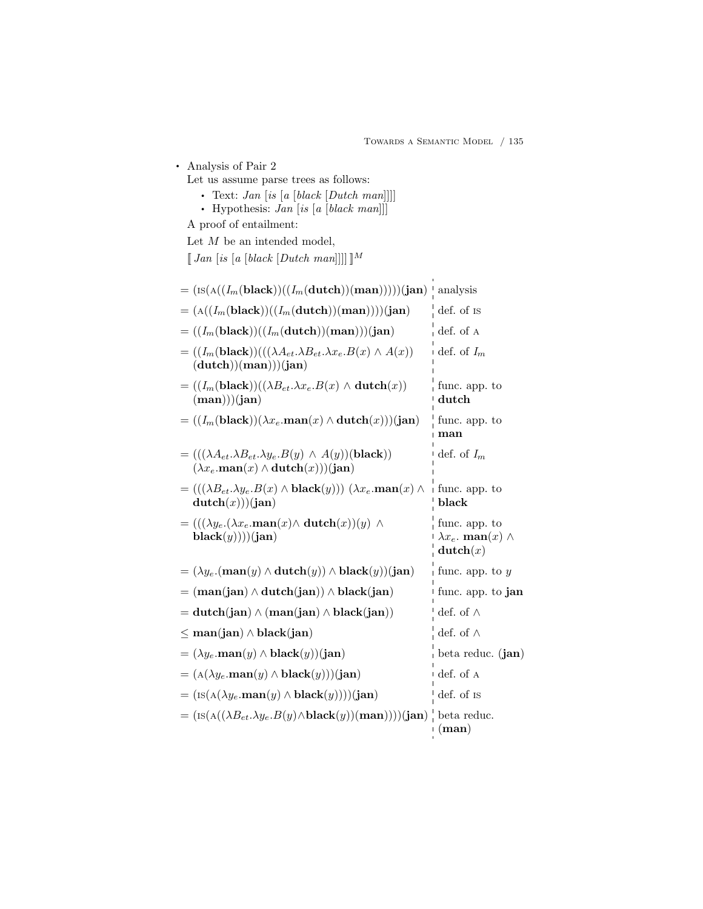- Analysis of Pair 2

  Let us assume parse trees as follows:

  - Text: *Jan* [*is* [*a* [*black* [*Dutch man*]]]]
  - Hypothesis: *Jan* [*is* [*a* [*black man*]]]

  A proof of entailment:

  Let $M$ be an intended model,

  $[\![\, \textit{Jan [is [a [black [Dutch man]]]]} \,]\!]^M$

| | |
|---|---|
| $= (\textsc{is}(\textsc{a}((I_m(\mathbf{black}))((I_m(\mathbf{dutch}))(\mathbf{man})))))(\mathbf{jan})$ | analysis |
| $= (\textsc{a}((I_m(\mathbf{black}))((I_m(\mathbf{dutch}))(\mathbf{man}))))(\mathbf{jan})$ | def. of IS |
| $= ((I_m(\mathbf{black}))((I_m(\mathbf{dutch}))(\mathbf{man})))(\mathbf{jan})$ | def. of A |
| $= ((I_m(\mathbf{black}))(((\lambda A_{et}.\lambda B_{et}.\lambda x_e.B(x) \wedge A(x))$ $(\mathbf{dutch}))(\mathbf{man})))(\mathbf{jan})$ | def. of $I_m$ |
| $= ((I_m(\mathbf{black}))((\lambda B_{et}.\lambda x_e.B(x) \wedge \mathbf{dutch}(x))$ $(\mathbf{man})))(\mathbf{jan})$ | func. app. to **dutch** |
| $= ((I_m(\mathbf{black}))(\lambda x_e.\mathbf{man}(x) \wedge \mathbf{dutch}(x)))(\mathbf{jan})$ | func. app. to **man** |
| $= (((\lambda A_{et}.\lambda B_{et}.\lambda y_e.B(y) \wedge A(y))(\mathbf{black}))$ $(\lambda x_e.\mathbf{man}(x) \wedge \mathbf{dutch}(x)))(\mathbf{jan})$ | def. of $I_m$ |
| $= (((\lambda B_{et}.\lambda y_e.B(x) \wedge \mathbf{black}(y)))\ (\lambda x_e.\mathbf{man}(x) \wedge$ $\mathbf{dutch}(x)))(\mathbf{jan})$ | func. app. to **black** |
| $= (((\lambda y_e.(\lambda x_e.\mathbf{man}(x) \wedge \mathbf{dutch}(x))(y) \wedge$ $\mathbf{black}(y))))(\mathbf{jan})$ | func. app. to $\lambda x_e.\ \mathbf{man}(x) \wedge \mathbf{dutch}(x)$ |
| $= (\lambda y_e.(\mathbf{man}(y) \wedge \mathbf{dutch}(y)) \wedge \mathbf{black}(y))(\mathbf{jan})$ | func. app. to $y$ |
| $= (\mathbf{man}(\mathbf{jan}) \wedge \mathbf{dutch}(\mathbf{jan})) \wedge \mathbf{black}(\mathbf{jan})$ | func. app. to **jan** |
| $= \mathbf{dutch}(\mathbf{jan}) \wedge (\mathbf{man}(\mathbf{jan}) \wedge \mathbf{black}(\mathbf{jan}))$ | def. of $\wedge$ |
| $\leq \mathbf{man}(\mathbf{jan}) \wedge \mathbf{black}(\mathbf{jan})$ | def. of $\wedge$ |
| $= (\lambda y_e.\mathbf{man}(y) \wedge \mathbf{black}(y))(\mathbf{jan})$ | beta reduc. (**jan**) |
| $= (\textsc{a}(\lambda y_e.\mathbf{man}(y) \wedge \mathbf{black}(y)))(\mathbf{jan})$ | def. of A |
| $= (\textsc{is}(\textsc{a}(\lambda y_e.\mathbf{man}(y) \wedge \mathbf{black}(y))))(\mathbf{jan})$ | def. of IS |
| $= (\textsc{is}(\textsc{a}((\lambda B_{et}.\lambda y_e.B(y) \wedge \mathbf{black}(y))(\mathbf{man}))))(\mathbf{jan})$ | beta reduc. (**man**) |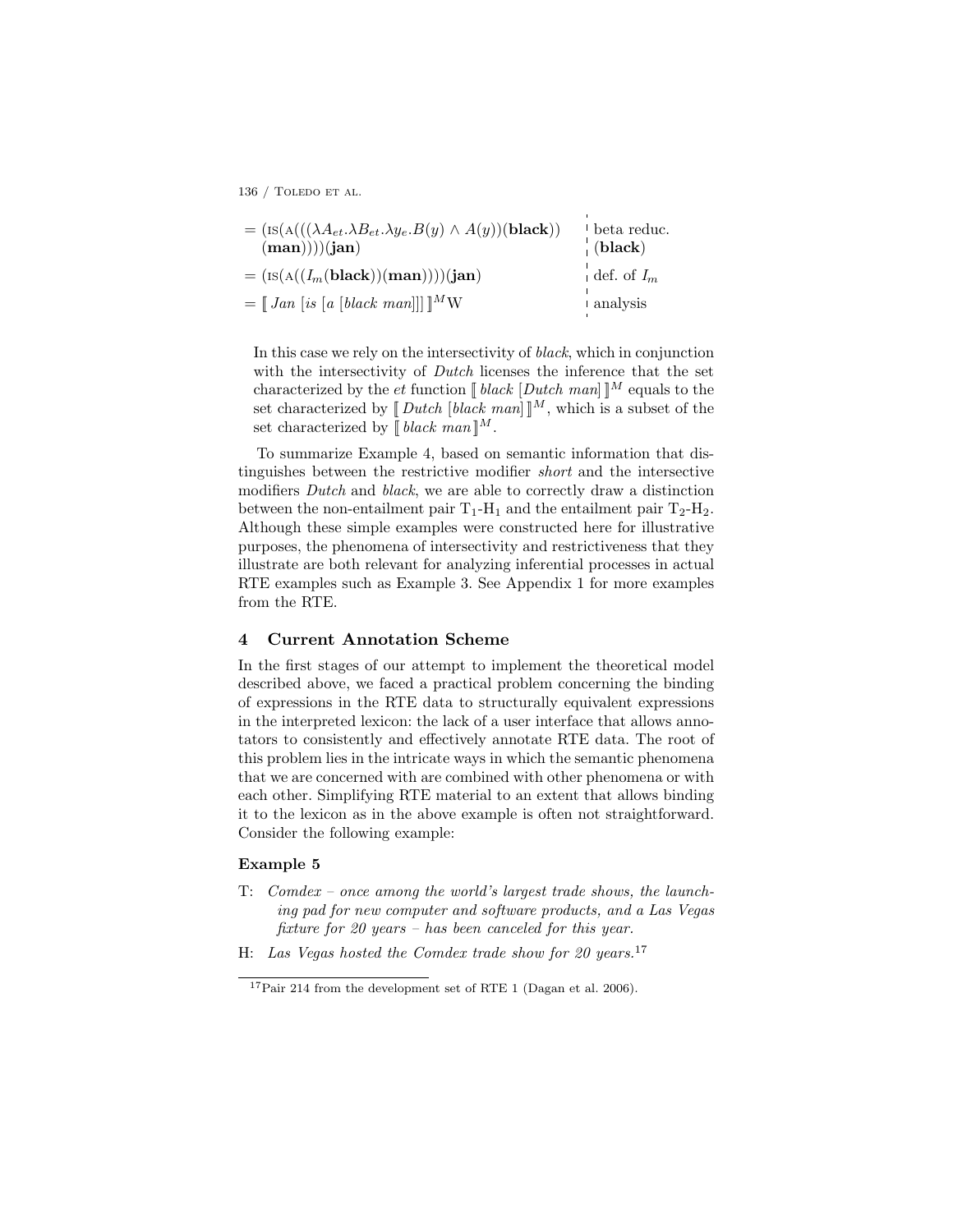$$= (\text{IS}(\text{A}(((\lambda A_{et}.\lambda B_{et}.\lambda y_e.B(y) \wedge A(y))(\mathbf{black}))(\mathbf{man}))))(\mathbf{jan}) \quad \text{beta reduc. } (\mathbf{black})$$

$$= (\text{IS}(\text{A}((I_m(\mathbf{black}))(\mathbf{man}))))(\mathbf{jan}) \quad \text{def. of } I_m$$

$$= [\![ \textit{Jan [is [a [black man]]]} ]\!]^M \text{W} \quad \text{analysis}$$

In this case we rely on the intersectivity of *black*, which in conjunction with the intersectivity of *Dutch* licenses the inference that the set characterized by the *et* function $[\![$ *black [Dutch man]* $]\!]^M$ equals to the set characterized by $[\![$ *Dutch [black man]* $]\!]^M$, which is a subset of the set characterized by $[\![$ *black man* $]\!]^M$.

To summarize Example 4, based on semantic information that distinguishes between the restrictive modifier *short* and the intersective modifiers *Dutch* and *black*, we are able to correctly draw a distinction between the non-entailment pair $T_1$-$H_1$ and the entailment pair $T_2$-$H_2$. Although these simple examples were constructed here for illustrative purposes, the phenomena of intersectivity and restrictiveness that they illustrate are both relevant for analyzing inferential processes in actual RTE examples such as Example 3. See Appendix 1 for more examples from the RTE.

## 4 Current Annotation Scheme

In the first stages of our attempt to implement the theoretical model described above, we faced a practical problem concerning the binding of expressions in the RTE data to structurally equivalent expressions in the interpreted lexicon: the lack of a user interface that allows annotators to consistently and effectively annotate RTE data. The root of this problem lies in the intricate ways in which the semantic phenomena that we are concerned with are combined with other phenomena or with each other. Simplifying RTE material to an extent that allows binding it to the lexicon as in the above example is often not straightforward. Consider the following example:

**Example 5**

T: *Comdex – once among the world's largest trade shows, the launching pad for new computer and software products, and a Las Vegas fixture for 20 years – has been canceled for this year.*

H: *Las Vegas hosted the Comdex trade show for 20 years.*[17]

[17] Pair 214 from the development set of RTE 1 (Dagan et al. 2006).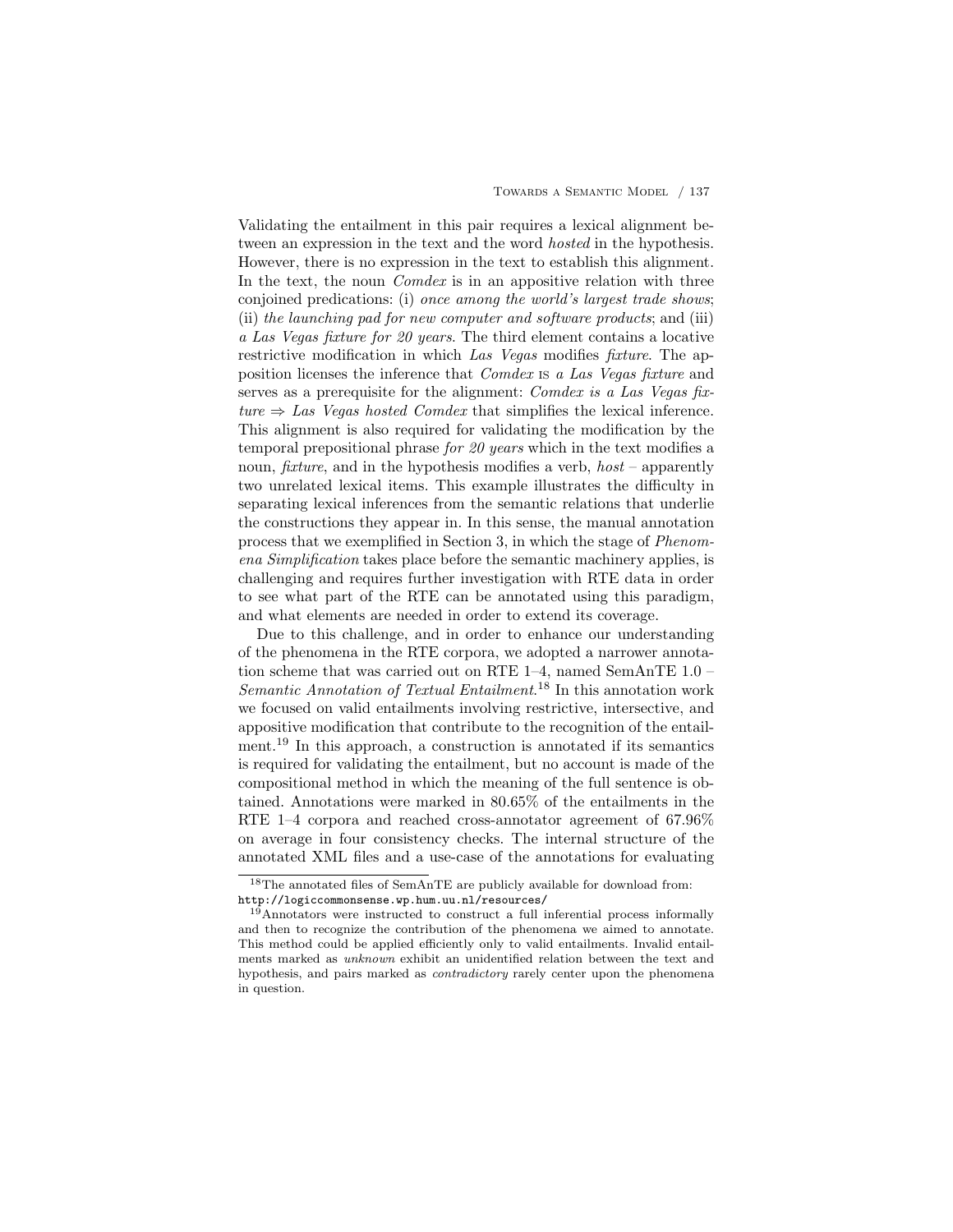Validating the entailment in this pair requires a lexical alignment between an expression in the text and the word *hosted* in the hypothesis. However, there is no expression in the text to establish this alignment. In the text, the noun *Comdex* is in an appositive relation with three conjoined predications: (i) *once among the world's largest trade shows*; (ii) *the launching pad for new computer and software products*; and (iii) *a Las Vegas fixture for 20 years*. The third element contains a locative restrictive modification in which *Las Vegas* modifies *fixture*. The apposition licenses the inference that *Comdex* IS *a Las Vegas fixture* and serves as a prerequisite for the alignment: *Comdex is a Las Vegas fixture* $\Rightarrow$ *Las Vegas hosted Comdex* that simplifies the lexical inference. This alignment is also required for validating the modification by the temporal prepositional phrase *for 20 years* which in the text modifies a noun, *fixture*, and in the hypothesis modifies a verb, *host* – apparently two unrelated lexical items. This example illustrates the difficulty in separating lexical inferences from the semantic relations that underlie the constructions they appear in. In this sense, the manual annotation process that we exemplified in Section 3, in which the stage of *Phenomena Simplification* takes place before the semantic machinery applies, is challenging and requires further investigation with RTE data in order to see what part of the RTE can be annotated using this paradigm, and what elements are needed in order to extend its coverage.

Due to this challenge, and in order to enhance our understanding of the phenomena in the RTE corpora, we adopted a narrower annotation scheme that was carried out on RTE 1–4, named SemAnTE 1.0 – *Semantic Annotation of Textual Entailment*.[18] In this annotation work we focused on valid entailments involving restrictive, intersective, and appositive modification that contribute to the recognition of the entailment.[19] In this approach, a construction is annotated if its semantics is required for validating the entailment, but no account is made of the compositional method in which the meaning of the full sentence is obtained. Annotations were marked in 80.65% of the entailments in the RTE 1–4 corpora and reached cross-annotator agreement of 67.96% on average in four consistency checks. The internal structure of the annotated XML files and a use-case of the annotations for evaluating

[18] The annotated files of SemAnTE are publicly available for download from: http://logiccommonsense.wp.hum.uu.nl/resources/

[19] Annotators were instructed to construct a full inferential process informally and then to recognize the contribution of the phenomena we aimed to annotate. This method could be applied efficiently only to valid entailments. Invalid entailments marked as *unknown* exhibit an unidentified relation between the text and hypothesis, and pairs marked as *contradictory* rarely center upon the phenomena in question.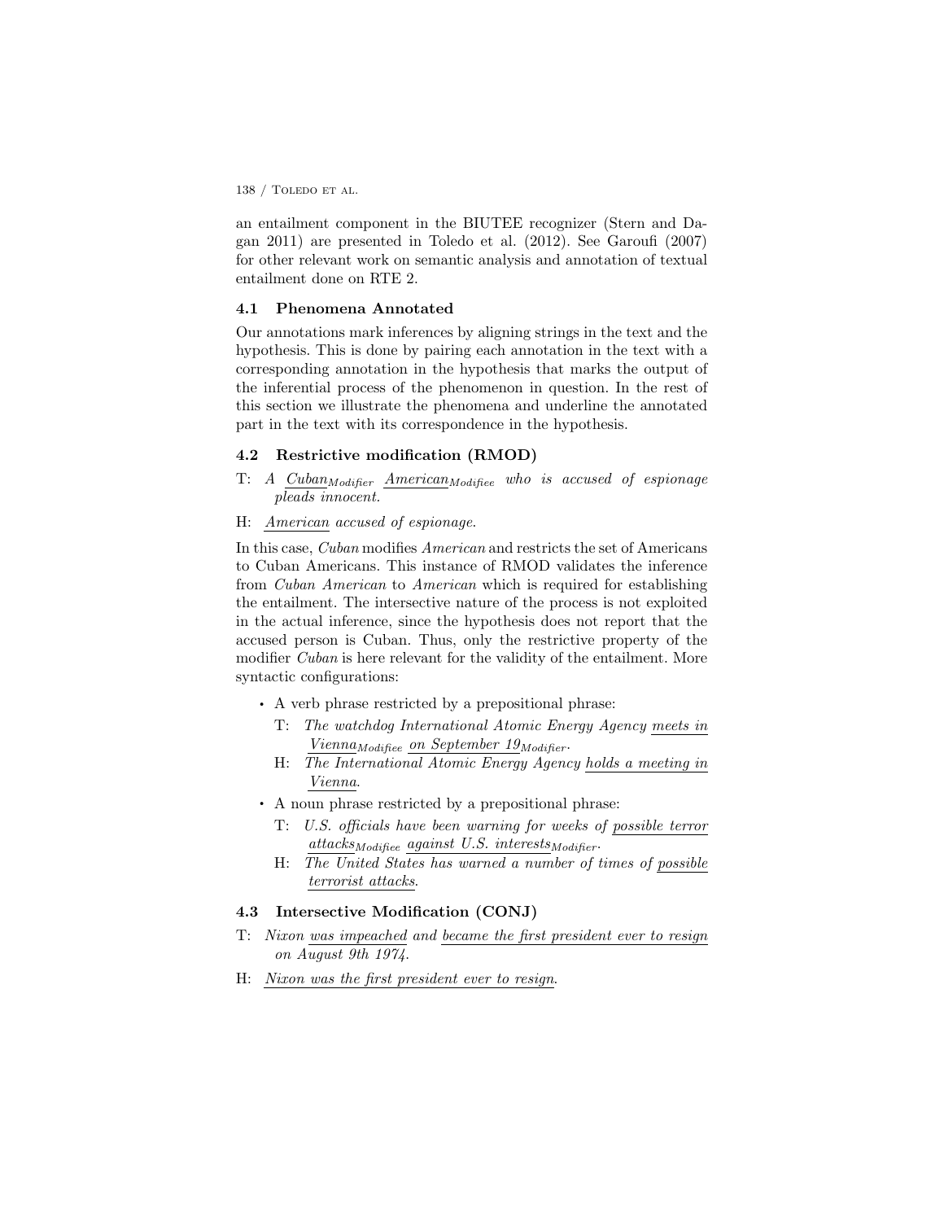an entailment component in the BIUTEE recognizer (Stern and Dagan 2011) are presented in Toledo et al. (2012). See Garoufi (2007) for other relevant work on semantic analysis and annotation of textual entailment done on RTE 2.

### 4.1 Phenomena Annotated

Our annotations mark inferences by aligning strings in the text and the hypothesis. This is done by pairing each annotation in the text with a corresponding annotation in the hypothesis that marks the output of the inferential process of the phenomenon in question. In the rest of this section we illustrate the phenomena and underline the annotated part in the text with its correspondence in the hypothesis.

### 4.2 Restrictive modification (RMOD)

T: *A <u>Cuban</u>$_{Modifier}$ <u>American</u>$_{Modifiee}$ who is accused of espionage pleads innocent.*

H: *<u>American</u> accused of espionage.*

In this case, *Cuban* modifies *American* and restricts the set of Americans to Cuban Americans. This instance of RMOD validates the inference from *Cuban American* to *American* which is required for establishing the entailment. The intersective nature of the process is not exploited in the actual inference, since the hypothesis does not report that the accused person is Cuban. Thus, only the restrictive property of the modifier *Cuban* is here relevant for the validity of the entailment. More syntactic configurations:

- A verb phrase restricted by a prepositional phrase:
  - T: *The watchdog International Atomic Energy Agency <u>meets in Vienna</u>$_{Modifiee}$ <u>on September 19</u>$_{Modifier}$.*
  - H: *The International Atomic Energy Agency <u>holds a meeting in Vienna</u>.*
- A noun phrase restricted by a prepositional phrase:
  - T: *U.S. officials have been warning for weeks of <u>possible terror attacks</u>$_{Modifiee}$ <u>against U.S. interests</u>$_{Modifier}$.*
  - H: *The United States has warned a number of times of <u>possible terrorist attacks</u>.*

### 4.3 Intersective Modification (CONJ)

T: *Nixon <u>was impeached</u> and <u>became the first president ever to resign</u> on August 9th 1974.*

H: *<u>Nixon was the first president ever to resign</u>.*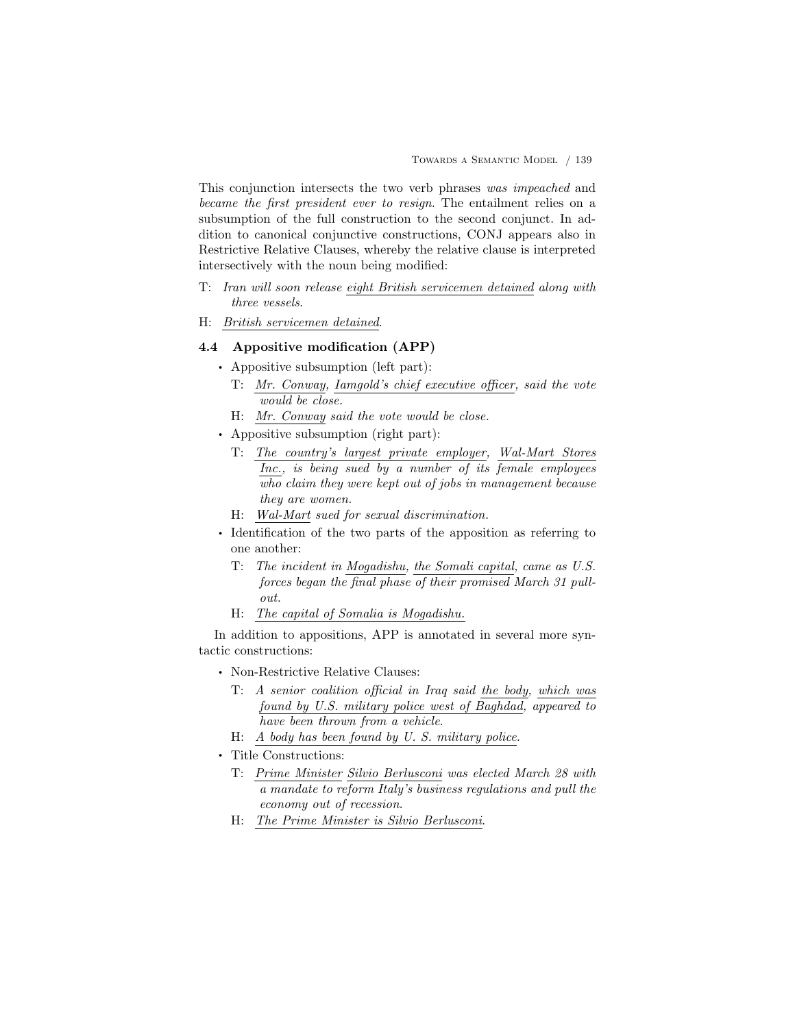This conjunction intersects the two verb phrases *was impeached* and *became the first president ever to resign*. The entailment relies on a subsumption of the full construction to the second conjunct. In addition to canonical conjunctive constructions, CONJ appears also in Restrictive Relative Clauses, whereby the relative clause is interpreted intersectively with the noun being modified:

T: *Iran will soon release eight British servicemen detained along with three vessels.*

H: *British servicemen detained.*

### 4.4 Appositive modification (APP)

- Appositive subsumption (left part):
  - T: *Mr. Conway, Iamgold's chief executive officer, said the vote would be close.*
  - H: *Mr. Conway said the vote would be close.*
- Appositive subsumption (right part):
  - T: *The country's largest private employer, Wal-Mart Stores Inc., is being sued by a number of its female employees who claim they were kept out of jobs in management because they are women.*
  - H: *Wal-Mart sued for sexual discrimination.*
- Identification of the two parts of the apposition as referring to one another:
  - T: *The incident in Mogadishu, the Somali capital, came as U.S. forces began the final phase of their promised March 31 pullout.*
  - H: *The capital of Somalia is Mogadishu.*

In addition to appositions, APP is annotated in several more syntactic constructions:

- Non-Restrictive Relative Clauses:
  - T: *A senior coalition official in Iraq said the body, which was found by U.S. military police west of Baghdad, appeared to have been thrown from a vehicle.*
  - H: *A body has been found by U. S. military police.*
- Title Constructions:
  - T: *Prime Minister Silvio Berlusconi was elected March 28 with a mandate to reform Italy's business regulations and pull the economy out of recession.*
  - H: *The Prime Minister is Silvio Berlusconi.*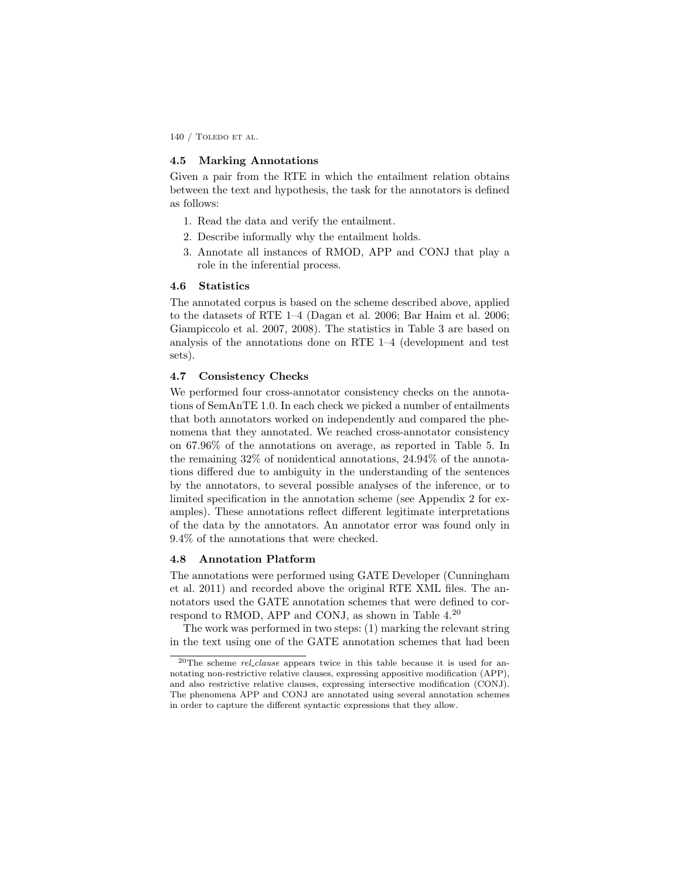### 4.5 Marking Annotations

Given a pair from the RTE in which the entailment relation obtains between the text and hypothesis, the task for the annotators is defined as follows:

1. Read the data and verify the entailment.
2. Describe informally why the entailment holds.
3. Annotate all instances of RMOD, APP and CONJ that play a role in the inferential process.

### 4.6 Statistics

The annotated corpus is based on the scheme described above, applied to the datasets of RTE 1–4 (Dagan et al. 2006; Bar Haim et al. 2006; Giampiccolo et al. 2007, 2008). The statistics in Table 3 are based on analysis of the annotations done on RTE 1–4 (development and test sets).

### 4.7 Consistency Checks

We performed four cross-annotator consistency checks on the annotations of SemAnTE 1.0. In each check we picked a number of entailments that both annotators worked on independently and compared the phenomena that they annotated. We reached cross-annotator consistency on 67.96% of the annotations on average, as reported in Table 5. In the remaining 32% of nonidentical annotations, 24.94% of the annotations differed due to ambiguity in the understanding of the sentences by the annotators, to several possible analyses of the inference, or to limited specification in the annotation scheme (see Appendix 2 for examples). These annotations reflect different legitimate interpretations of the data by the annotators. An annotator error was found only in 9.4% of the annotations that were checked.

### 4.8 Annotation Platform

The annotations were performed using GATE Developer (Cunningham et al. 2011) and recorded above the original RTE XML files. The annotators used the GATE annotation schemes that were defined to correspond to RMOD, APP and CONJ, as shown in Table 4.[20]

The work was performed in two steps: (1) marking the relevant string in the text using one of the GATE annotation schemes that had been

[20] The scheme *rel_clause* appears twice in this table because it is used for annotating non-restrictive relative clauses, expressing appositive modification (APP), and also restrictive relative clauses, expressing intersective modification (CONJ). The phenomena APP and CONJ are annotated using several annotation schemes in order to capture the different syntactic expressions that they allow.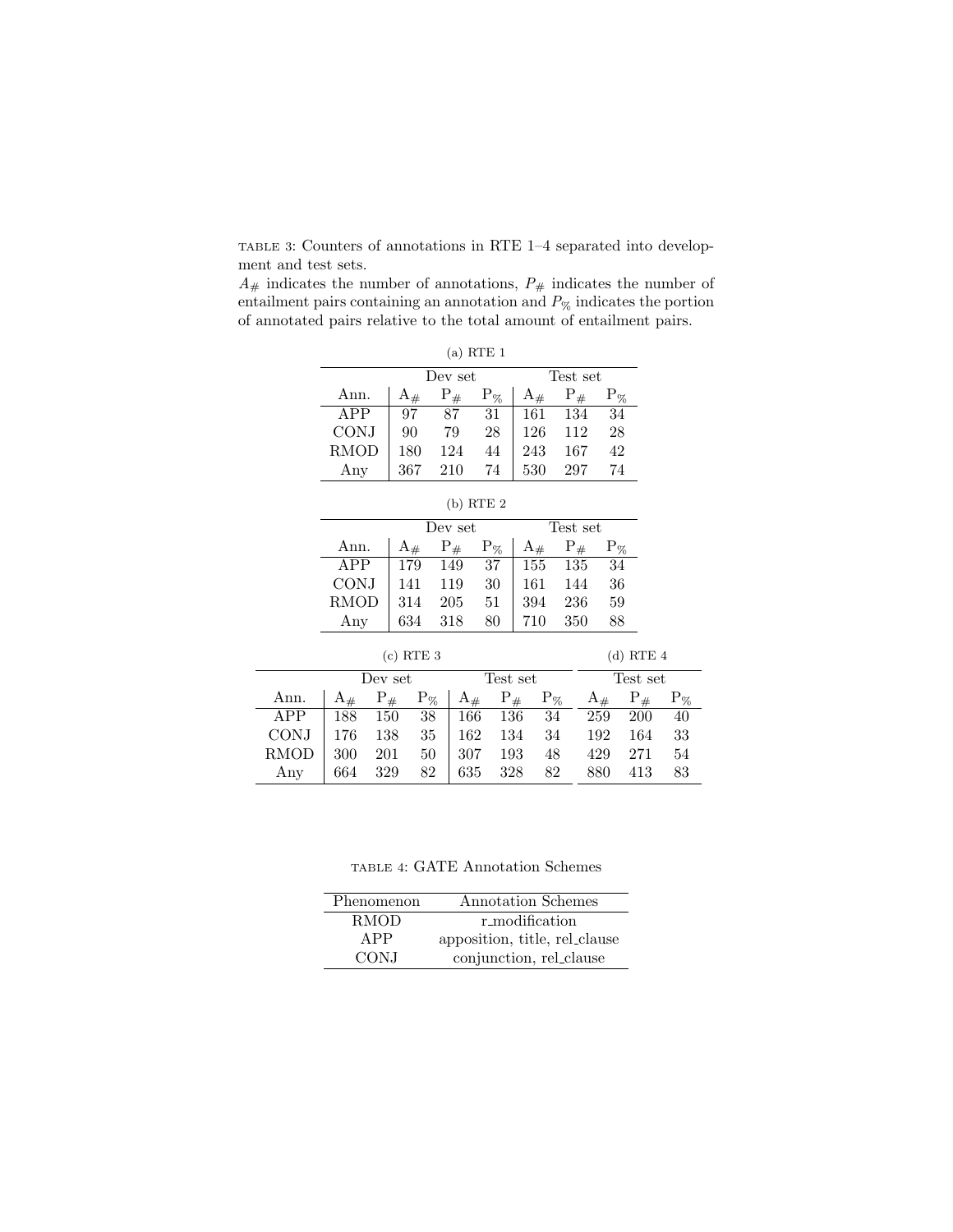TABLE 3: Counters of annotations in RTE 1–4 separated into development and test sets.
$A_{\#}$ indicates the number of annotations, $P_{\#}$ indicates the number of entailment pairs containing an annotation and $P_{\%}$ indicates the portion of annotated pairs relative to the total amount of entailment pairs.

(a) RTE 1

| | Dev set | | | Test set | | |
|---|---|---|---|---|---|---|
| Ann. | $A_{\#}$ | $P_{\#}$ | $P_{\%}$ | $A_{\#}$ | $P_{\#}$ | $P_{\%}$ |
| APP | 97 | 87 | 31 | 161 | 134 | 34 |
| CONJ | 90 | 79 | 28 | 126 | 112 | 28 |
| RMOD | 180 | 124 | 44 | 243 | 167 | 42 |
| Any | 367 | 210 | 74 | 530 | 297 | 74 |

(b) RTE 2

| | Dev set | | | Test set | | |
|---|---|---|---|---|---|---|
| Ann. | $A_{\#}$ | $P_{\#}$ | $P_{\%}$ | $A_{\#}$ | $P_{\#}$ | $P_{\%}$ |
| APP | 179 | 149 | 37 | 155 | 135 | 34 |
| CONJ | 141 | 119 | 30 | 161 | 144 | 36 |
| RMOD | 314 | 205 | 51 | 394 | 236 | 59 |
| Any | 634 | 318 | 80 | 710 | 350 | 88 |

(c) RTE 3

| | Dev set | | | Test set | | |
|---|---|---|---|---|---|---|
| Ann. | $A_{\#}$ | $P_{\#}$ | $P_{\%}$ | $A_{\#}$ | $P_{\#}$ | $P_{\%}$ |
| APP | 188 | 150 | 38 | 166 | 136 | 34 |
| CONJ | 176 | 138 | 35 | 162 | 134 | 34 |
| RMOD | 300 | 201 | 50 | 307 | 193 | 48 |
| Any | 664 | 329 | 82 | 635 | 328 | 82 |

(d) RTE 4

| | Test set | | |
|---|---|---|---|
| Ann. | $A_{\#}$ | $P_{\#}$ | $P_{\%}$ |
| APP | 259 | 200 | 40 |
| CONJ | 192 | 164 | 33 |
| RMOD | 429 | 271 | 54 |
| Any | 880 | 413 | 83 |

TABLE 4: GATE Annotation Schemes

| Phenomenon | Annotation Schemes |
|---|---|
| RMOD | r_modification |
| APP | apposition, title, rel_clause |
| CONJ | conjunction, rel_clause |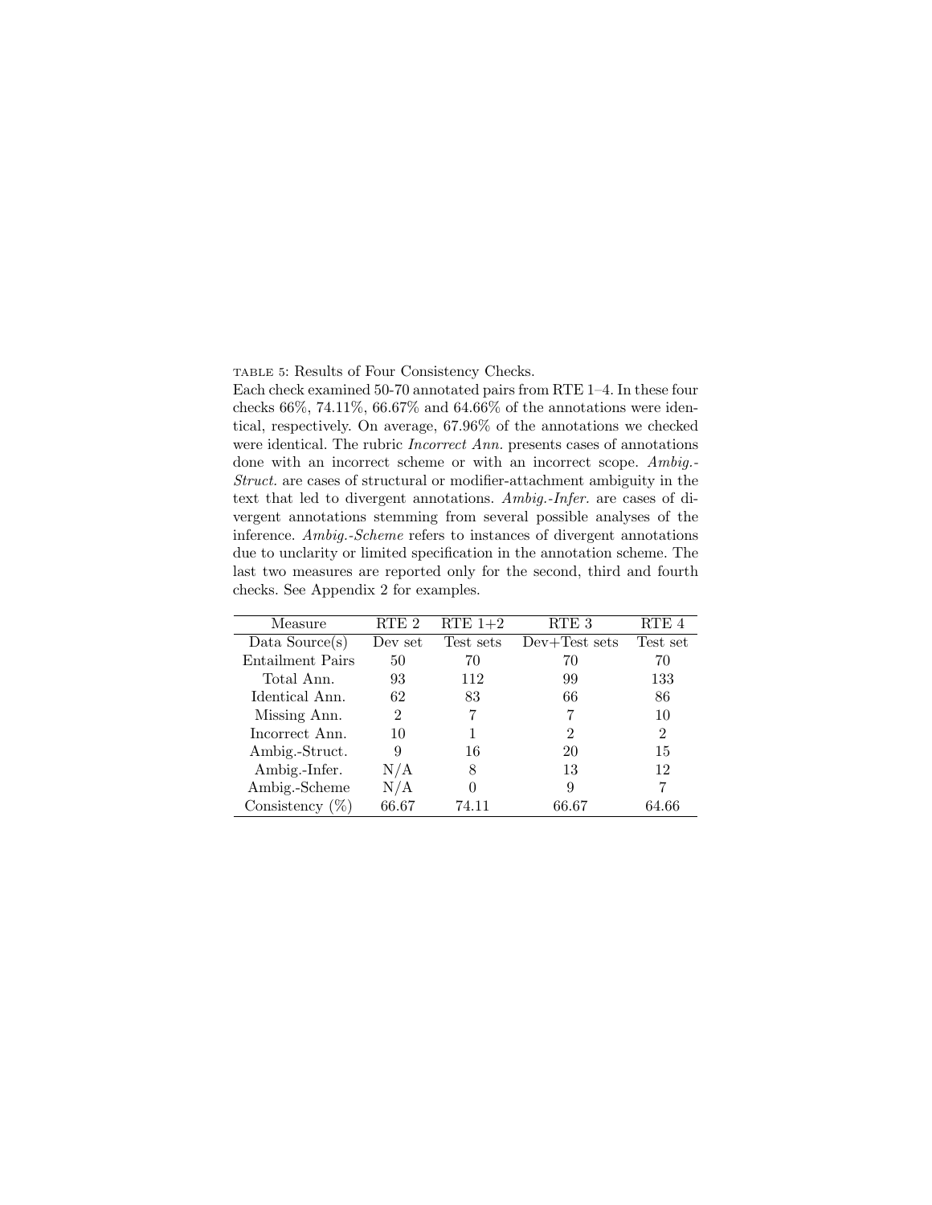TABLE 5: Results of Four Consistency Checks.

Each check examined 50-70 annotated pairs from RTE 1–4. In these four checks 66%, 74.11%, 66.67% and 64.66% of the annotations were identical, respectively. On average, 67.96% of the annotations we checked were identical. The rubric *Incorrect Ann.* presents cases of annotations done with an incorrect scheme or with an incorrect scope. *Ambig.-Struct.* are cases of structural or modifier-attachment ambiguity in the text that led to divergent annotations. *Ambig.-Infer.* are cases of divergent annotations stemming from several possible analyses of the inference. *Ambig.-Scheme* refers to instances of divergent annotations due to unclarity or limited specification in the annotation scheme. The last two measures are reported only for the second, third and fourth checks. See Appendix 2 for examples.

| Measure | RTE 2 | RTE 1+2 | RTE 3 | RTE 4 |
|---|---|---|---|---|
| Data Source(s) | Dev set | Test sets | Dev+Test sets | Test set |
| Entailment Pairs | 50 | 70 | 70 | 70 |
| Total Ann. | 93 | 112 | 99 | 133 |
| Identical Ann. | 62 | 83 | 66 | 86 |
| Missing Ann. | 2 | 7 | 7 | 10 |
| Incorrect Ann. | 10 | 1 | 2 | 2 |
| Ambig.-Struct. | 9 | 16 | 20 | 15 |
| Ambig.-Infer. | N/A | 8 | 13 | 12 |
| Ambig.-Scheme | N/A | 0 | 9 | 7 |
| Consistency (%) | 66.67 | 74.11 | 66.67 | 64.66 |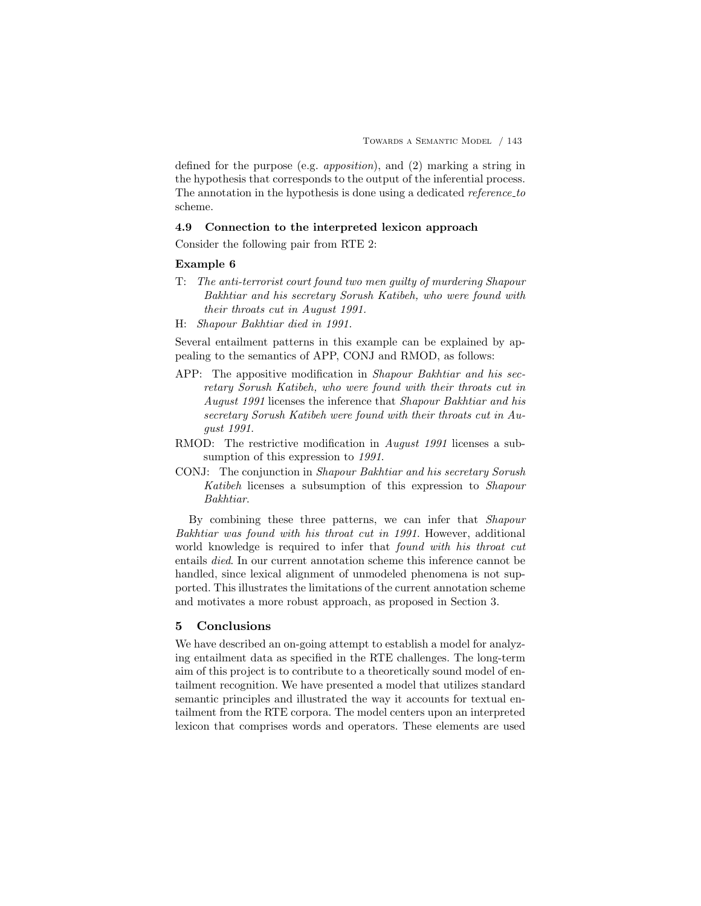defined for the purpose (e.g. *apposition*), and (2) marking a string in the hypothesis that corresponds to the output of the inferential process. The annotation in the hypothesis is done using a dedicated *reference_to* scheme.

### 4.9 Connection to the interpreted lexicon approach

Consider the following pair from RTE 2:

**Example 6**

T: *The anti-terrorist court found two men guilty of murdering Shapour Bakhtiar and his secretary Sorush Katibeh, who were found with their throats cut in August 1991.*

H: *Shapour Bakhtiar died in 1991.*

Several entailment patterns in this example can be explained by appealing to the semantics of APP, CONJ and RMOD, as follows:

APP: The appositive modification in *Shapour Bakhtiar and his secretary Sorush Katibeh, who were found with their throats cut in August 1991* licenses the inference that *Shapour Bakhtiar and his secretary Sorush Katibeh were found with their throats cut in August 1991*.

RMOD: The restrictive modification in *August 1991* licenses a subsumption of this expression to *1991*.

CONJ: The conjunction in *Shapour Bakhtiar and his secretary Sorush Katibeh* licenses a subsumption of this expression to *Shapour Bakhtiar*.

By combining these three patterns, we can infer that *Shapour Bakhtiar was found with his throat cut in 1991*. However, additional world knowledge is required to infer that *found with his throat cut* entails *died*. In our current annotation scheme this inference cannot be handled, since lexical alignment of unmodeled phenomena is not supported. This illustrates the limitations of the current annotation scheme and motivates a more robust approach, as proposed in Section 3.

## 5 Conclusions

We have described an on-going attempt to establish a model for analyzing entailment data as specified in the RTE challenges. The long-term aim of this project is to contribute to a theoretically sound model of entailment recognition. We have presented a model that utilizes standard semantic principles and illustrated the way it accounts for textual entailment from the RTE corpora. The model centers upon an interpreted lexicon that comprises words and operators. These elements are used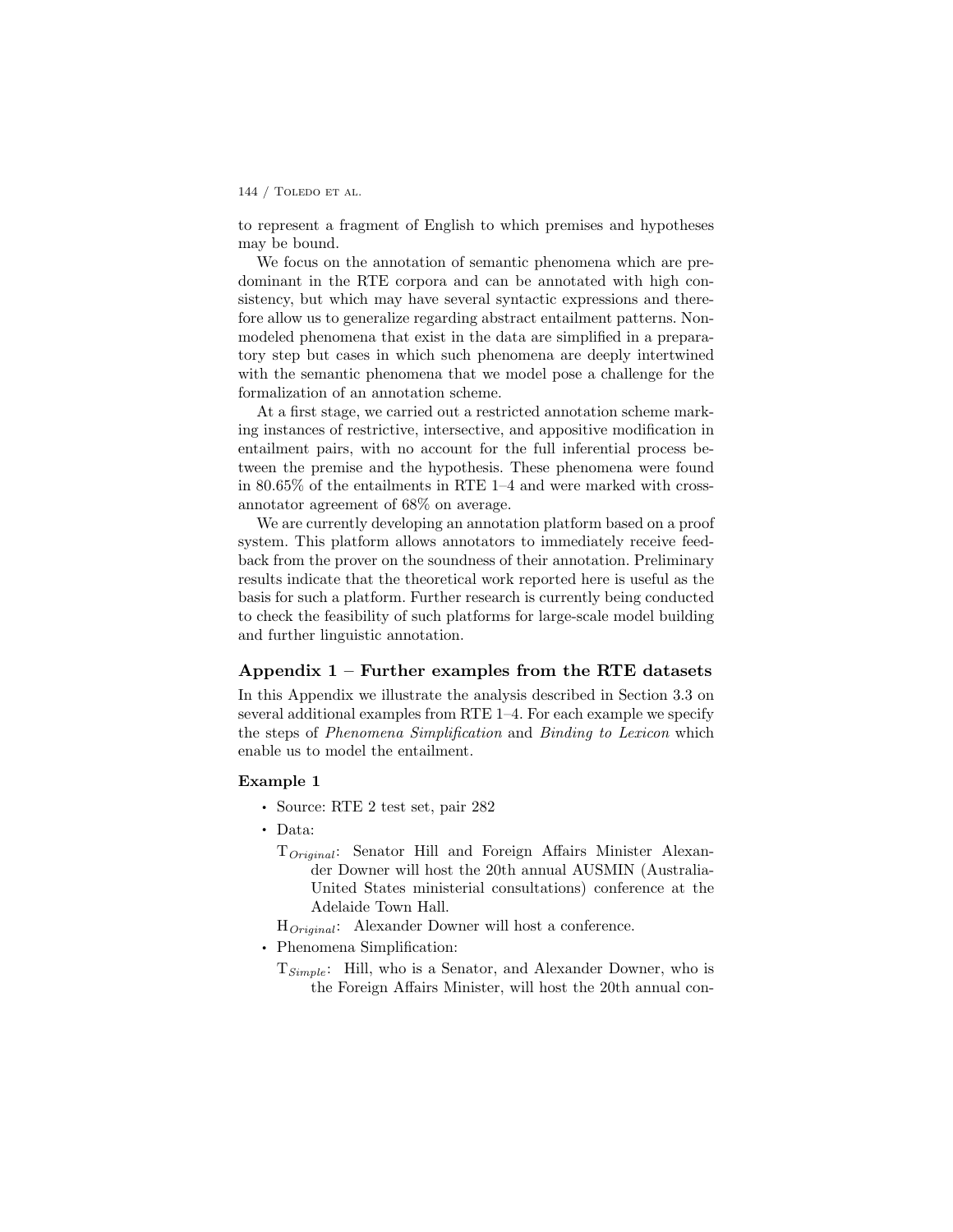to represent a fragment of English to which premises and hypotheses may be bound.

We focus on the annotation of semantic phenomena which are predominant in the RTE corpora and can be annotated with high consistency, but which may have several syntactic expressions and therefore allow us to generalize regarding abstract entailment patterns. Non-modeled phenomena that exist in the data are simplified in a preparatory step but cases in which such phenomena are deeply intertwined with the semantic phenomena that we model pose a challenge for the formalization of an annotation scheme.

At a first stage, we carried out a restricted annotation scheme marking instances of restrictive, intersective, and appositive modification in entailment pairs, with no account for the full inferential process between the premise and the hypothesis. These phenomena were found in 80.65% of the entailments in RTE 1–4 and were marked with cross-annotator agreement of 68% on average.

We are currently developing an annotation platform based on a proof system. This platform allows annotators to immediately receive feedback from the prover on the soundness of their annotation. Preliminary results indicate that the theoretical work reported here is useful as the basis for such a platform. Further research is currently being conducted to check the feasibility of such platforms for large-scale model building and further linguistic annotation.

## Appendix 1 – Further examples from the RTE datasets

In this Appendix we illustrate the analysis described in Section 3.3 on several additional examples from RTE 1–4. For each example we specify the steps of *Phenomena Simplification* and *Binding to Lexicon* which enable us to model the entailment.

### Example 1

- Source: RTE 2 test set, pair 282
- Data:

  $\mathrm{T}_{Original}$: Senator Hill and Foreign Affairs Minister Alexander Downer will host the 20th annual AUSMIN (Australia-United States ministerial consultations) conference at the Adelaide Town Hall.

  $\mathrm{H}_{Original}$: Alexander Downer will host a conference.
- Phenomena Simplification:

  $\mathrm{T}_{Simple}$: Hill, who is a Senator, and Alexander Downer, who is the Foreign Affairs Minister, will host the 20th annual con-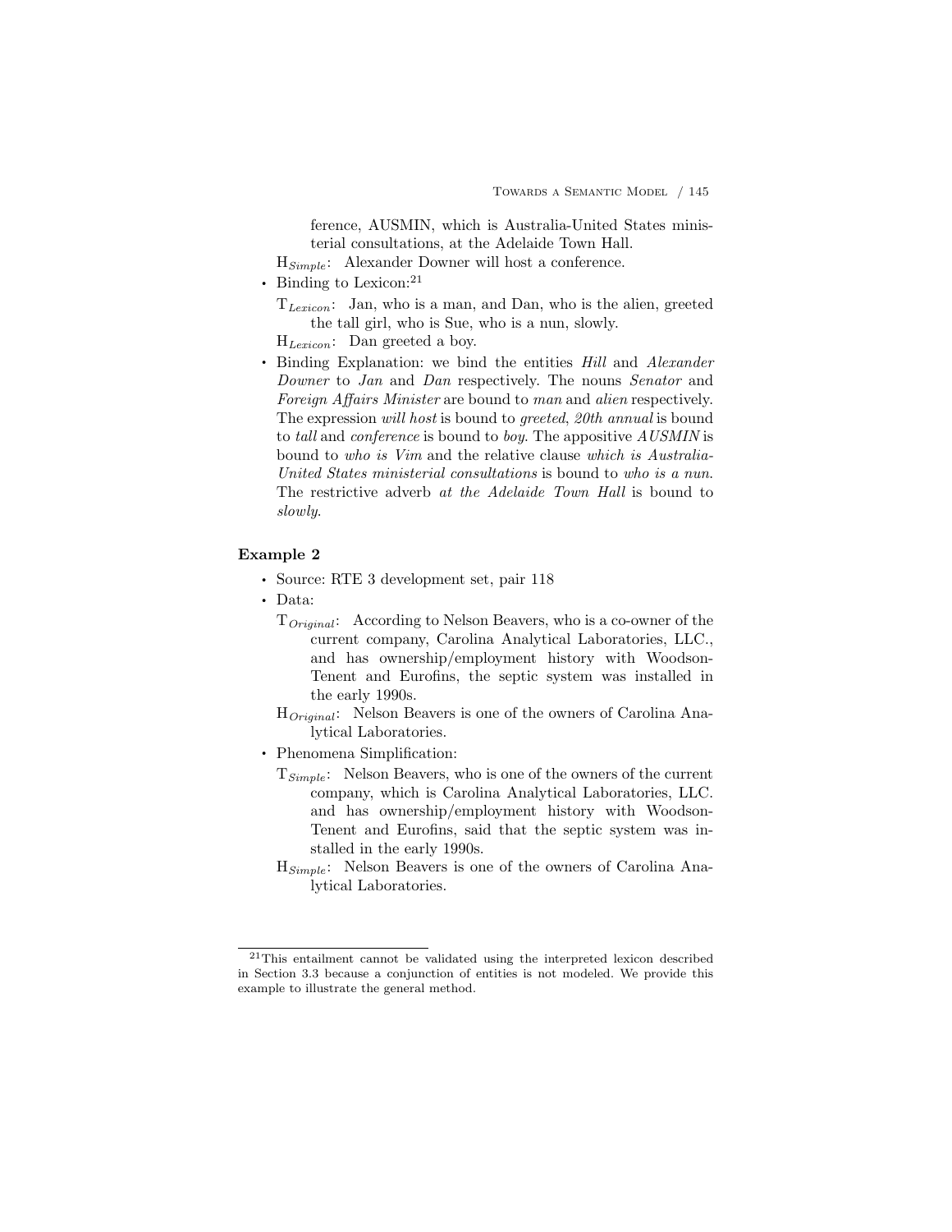ference, AUSMIN, which is Australia-United States ministerial consultations, at the Adelaide Town Hall.

$\text{H}_{Simple}$: Alexander Downer will host a conference.

- Binding to Lexicon:[21]

  $\text{T}_{Lexicon}$: Jan, who is a man, and Dan, who is the alien, greeted the tall girl, who is Sue, who is a nun, slowly.

  $\text{H}_{Lexicon}$: Dan greeted a boy.

- Binding Explanation: we bind the entities *Hill* and *Alexander Downer* to *Jan* and *Dan* respectively. The nouns *Senator* and *Foreign Affairs Minister* are bound to *man* and *alien* respectively. The expression *will host* is bound to *greeted*, *20th annual* is bound to *tall* and *conference* is bound to *boy*. The appositive *AUSMIN* is bound to *who is Vim* and the relative clause *which is Australia-United States ministerial consultations* is bound to *who is a nun*. The restrictive adverb *at the Adelaide Town Hall* is bound to *slowly*.

### Example 2

- Source: RTE 3 development set, pair 118
- Data:

  $\text{T}_{Original}$: According to Nelson Beavers, who is a co-owner of the current company, Carolina Analytical Laboratories, LLC., and has ownership/employment history with Woodson-Tenent and Eurofins, the septic system was installed in the early 1990s.

  $\text{H}_{Original}$: Nelson Beavers is one of the owners of Carolina Analytical Laboratories.

- Phenomena Simplification:

  $\text{T}_{Simple}$: Nelson Beavers, who is one of the owners of the current company, which is Carolina Analytical Laboratories, LLC. and has ownership/employment history with Woodson-Tenent and Eurofins, said that the septic system was installed in the early 1990s.

  $\text{H}_{Simple}$: Nelson Beavers is one of the owners of Carolina Analytical Laboratories.

---

[21] This entailment cannot be validated using the interpreted lexicon described in Section 3.3 because a conjunction of entities is not modeled. We provide this example to illustrate the general method.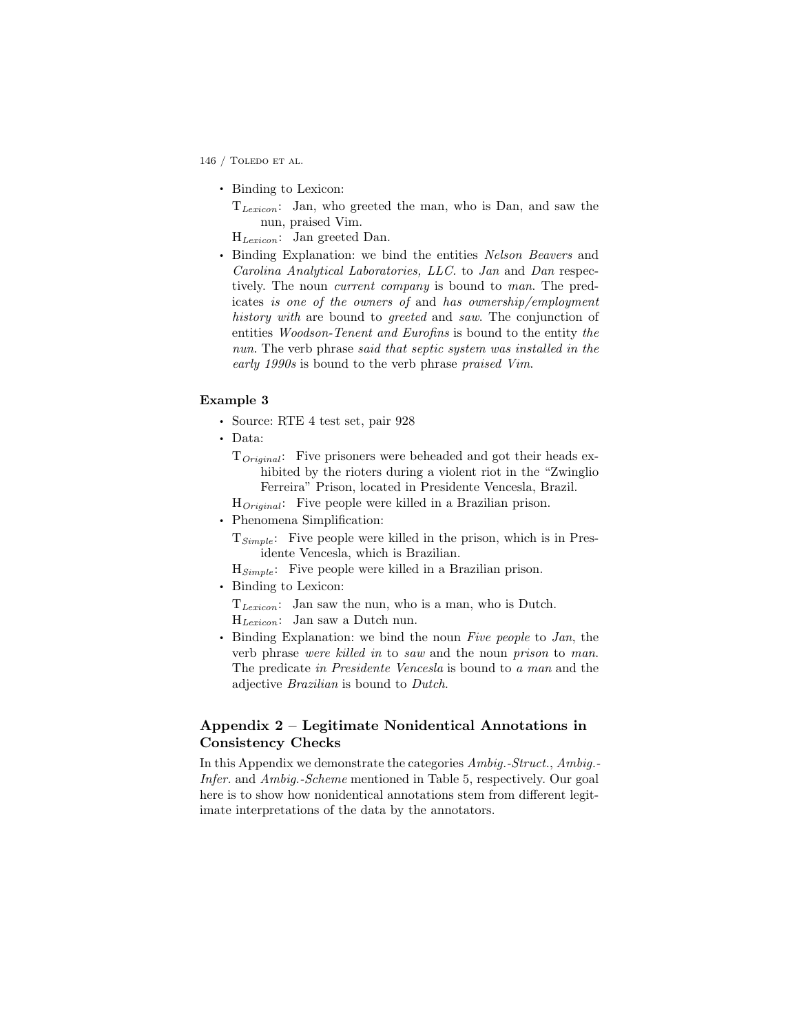- Binding to Lexicon:

  $T_{Lexicon}$: Jan, who greeted the man, who is Dan, and saw the nun, praised Vim.

  $H_{Lexicon}$: Jan greeted Dan.

- Binding Explanation: we bind the entities *Nelson Beavers* and *Carolina Analytical Laboratories, LLC.* to *Jan* and *Dan* respectively. The noun *current company* is bound to *man*. The predicates *is one of the owners of* and *has ownership/employment history with* are bound to *greeted* and *saw*. The conjunction of entities *Woodson-Tenent and Eurofins* is bound to the entity *the nun*. The verb phrase *said that septic system was installed in the early 1990s* is bound to the verb phrase *praised Vim*.

**Example 3**

- Source: RTE 4 test set, pair 928
- Data:

  $T_{Original}$: Five prisoners were beheaded and got their heads exhibited by the rioters during a violent riot in the "Zwinglio Ferreira" Prison, located in Presidente Vencesla, Brazil.

  $H_{Original}$: Five people were killed in a Brazilian prison.

- Phenomena Simplification:

  $T_{Simple}$: Five people were killed in the prison, which is in Presidente Vencesla, which is Brazilian.

  $H_{Simple}$: Five people were killed in a Brazilian prison.

- Binding to Lexicon:

  $T_{Lexicon}$: Jan saw the nun, who is a man, who is Dutch.

  $H_{Lexicon}$: Jan saw a Dutch nun.

- Binding Explanation: we bind the noun *Five people* to *Jan*, the verb phrase *were killed in* to *saw* and the noun *prison* to *man*. The predicate *in Presidente Vencesla* is bound to *a man* and the adjective *Brazilian* is bound to *Dutch*.

## Appendix 2 – Legitimate Nonidentical Annotations in Consistency Checks

In this Appendix we demonstrate the categories *Ambig.-Struct.*, *Ambig.-Infer.* and *Ambig.-Scheme* mentioned in Table 5, respectively. Our goal here is to show how nonidentical annotations stem from different legitimate interpretations of the data by the annotators.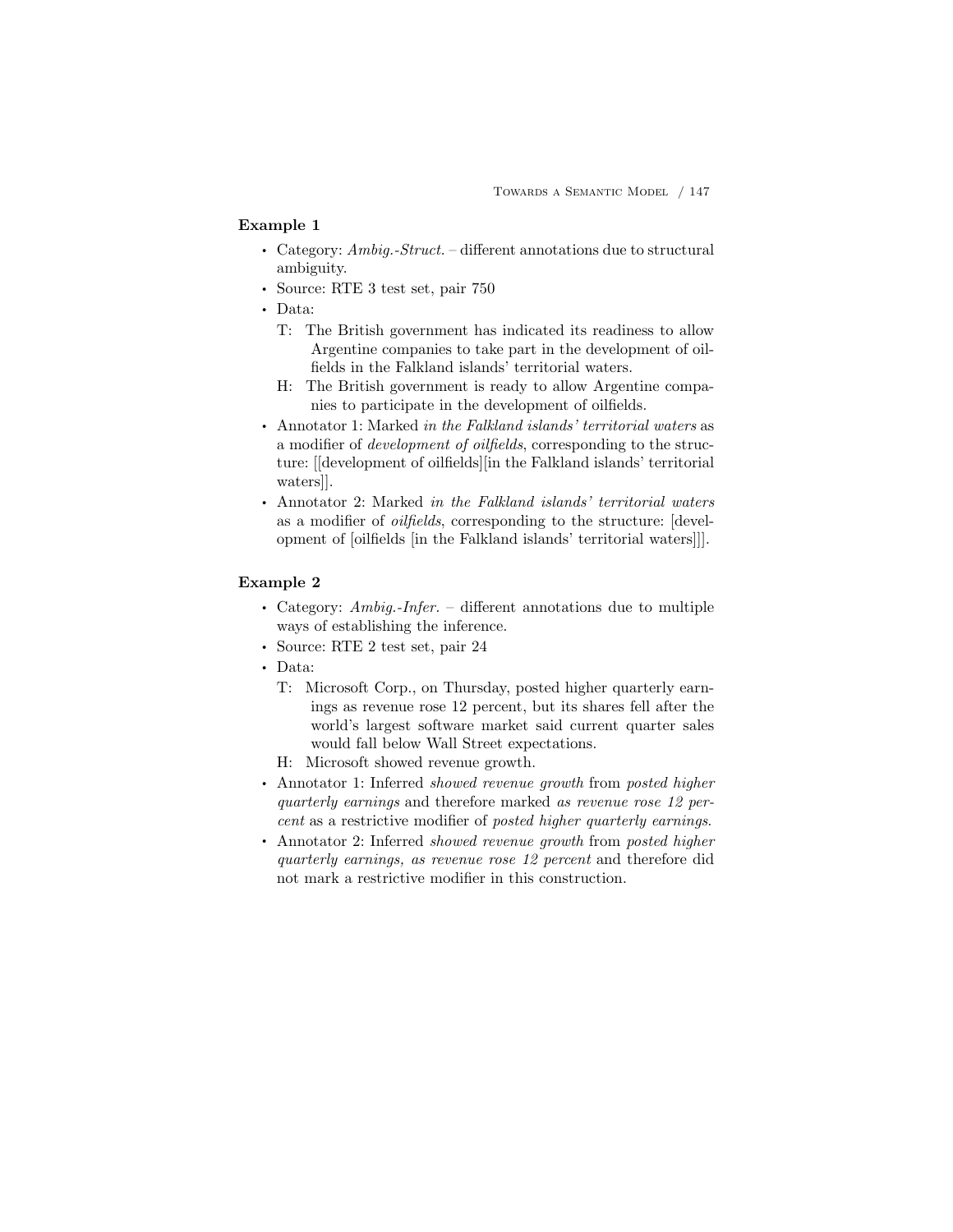**Example 1**

- Category: *Ambig.-Struct.* – different annotations due to structural ambiguity.
- Source: RTE 3 test set, pair 750
- Data:
  - T: The British government has indicated its readiness to allow Argentine companies to take part in the development of oilfields in the Falkland islands' territorial waters.
  - H: The British government is ready to allow Argentine companies to participate in the development of oilfields.
- Annotator 1: Marked *in the Falkland islands' territorial waters* as a modifier of *development of oilfields*, corresponding to the structure: [[development of oilfields][in the Falkland islands' territorial waters]].
- Annotator 2: Marked *in the Falkland islands' territorial waters* as a modifier of *oilfields*, corresponding to the structure: [development of [oilfields [in the Falkland islands' territorial waters]]].

**Example 2**

- Category: *Ambig.-Infer.* – different annotations due to multiple ways of establishing the inference.
- Source: RTE 2 test set, pair 24
- Data:
  - T: Microsoft Corp., on Thursday, posted higher quarterly earnings as revenue rose 12 percent, but its shares fell after the world's largest software market said current quarter sales would fall below Wall Street expectations.
  - H: Microsoft showed revenue growth.
- Annotator 1: Inferred *showed revenue growth* from *posted higher quarterly earnings* and therefore marked *as revenue rose 12 percent* as a restrictive modifier of *posted higher quarterly earnings*.
- Annotator 2: Inferred *showed revenue growth* from *posted higher quarterly earnings, as revenue rose 12 percent* and therefore did not mark a restrictive modifier in this construction.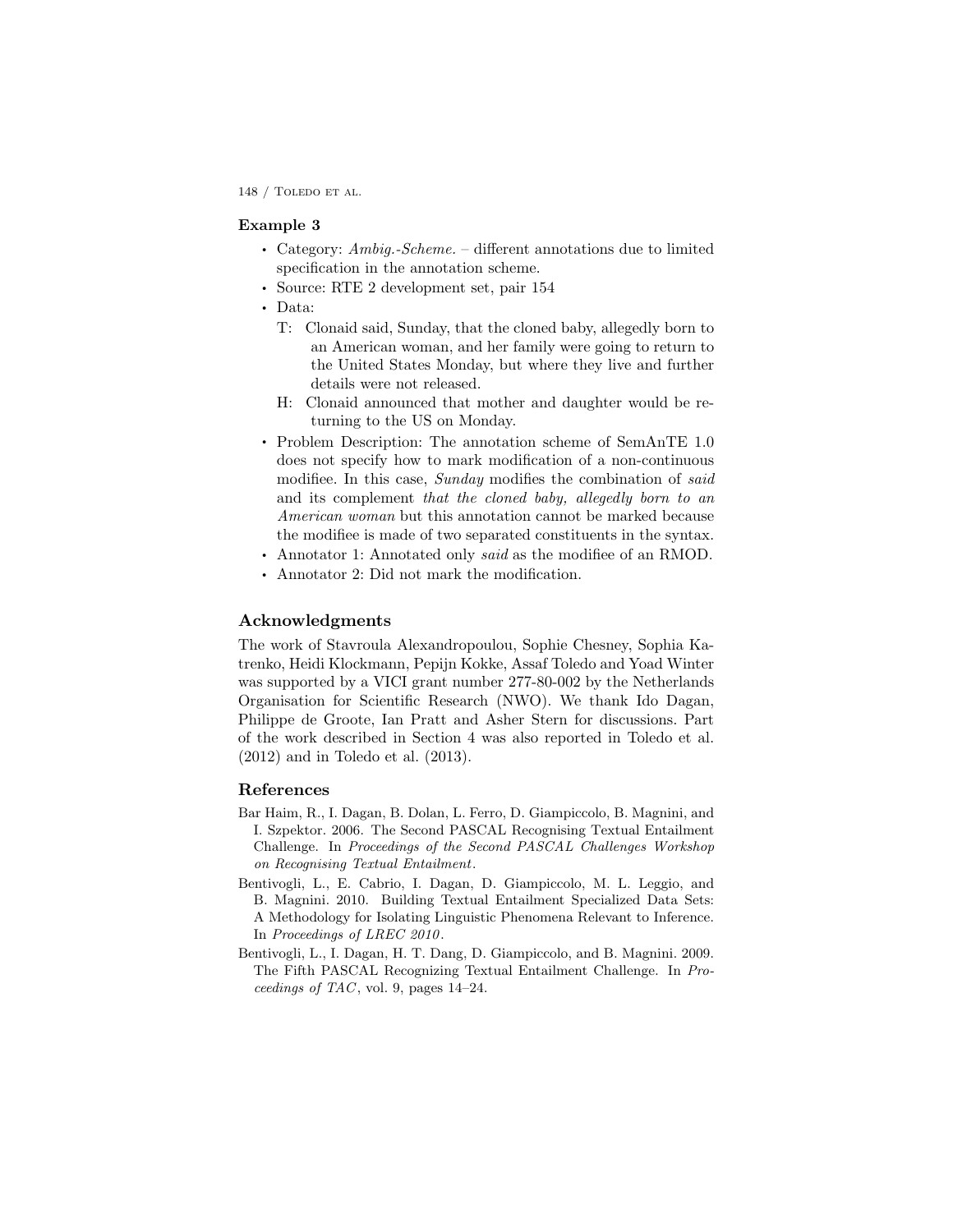**Example 3**

- Category: *Ambig.-Scheme.* – different annotations due to limited specification in the annotation scheme.
- Source: RTE 2 development set, pair 154
- Data:
  - T: Clonaid said, Sunday, that the cloned baby, allegedly born to an American woman, and her family were going to return to the United States Monday, but where they live and further details were not released.
  - H: Clonaid announced that mother and daughter would be returning to the US on Monday.
- Problem Description: The annotation scheme of SemAnTE 1.0 does not specify how to mark modification of a non-continuous modifiee. In this case, *Sunday* modifies the combination of *said* and its complement *that the cloned baby, allegedly born to an American woman* but this annotation cannot be marked because the modifiee is made of two separated constituents in the syntax.
- Annotator 1: Annotated only *said* as the modifiee of an RMOD.
- Annotator 2: Did not mark the modification.

## Acknowledgments

The work of Stavroula Alexandropoulou, Sophie Chesney, Sophia Katrenko, Heidi Klockmann, Pepijn Kokke, Assaf Toledo and Yoad Winter was supported by a VICI grant number 277-80-002 by the Netherlands Organisation for Scientific Research (NWO). We thank Ido Dagan, Philippe de Groote, Ian Pratt and Asher Stern for discussions. Part of the work described in Section 4 was also reported in Toledo et al. (2012) and in Toledo et al. (2013).

## References

Bar Haim, R., I. Dagan, B. Dolan, L. Ferro, D. Giampiccolo, B. Magnini, and I. Szpektor. 2006. The Second PASCAL Recognising Textual Entailment Challenge. In *Proceedings of the Second PASCAL Challenges Workshop on Recognising Textual Entailment*.

Bentivogli, L., E. Cabrio, I. Dagan, D. Giampiccolo, M. L. Leggio, and B. Magnini. 2010. Building Textual Entailment Specialized Data Sets: A Methodology for Isolating Linguistic Phenomena Relevant to Inference. In *Proceedings of LREC 2010*.

Bentivogli, L., I. Dagan, H. T. Dang, D. Giampiccolo, and B. Magnini. 2009. The Fifth PASCAL Recognizing Textual Entailment Challenge. In *Proceedings of TAC*, vol. 9, pages 14–24.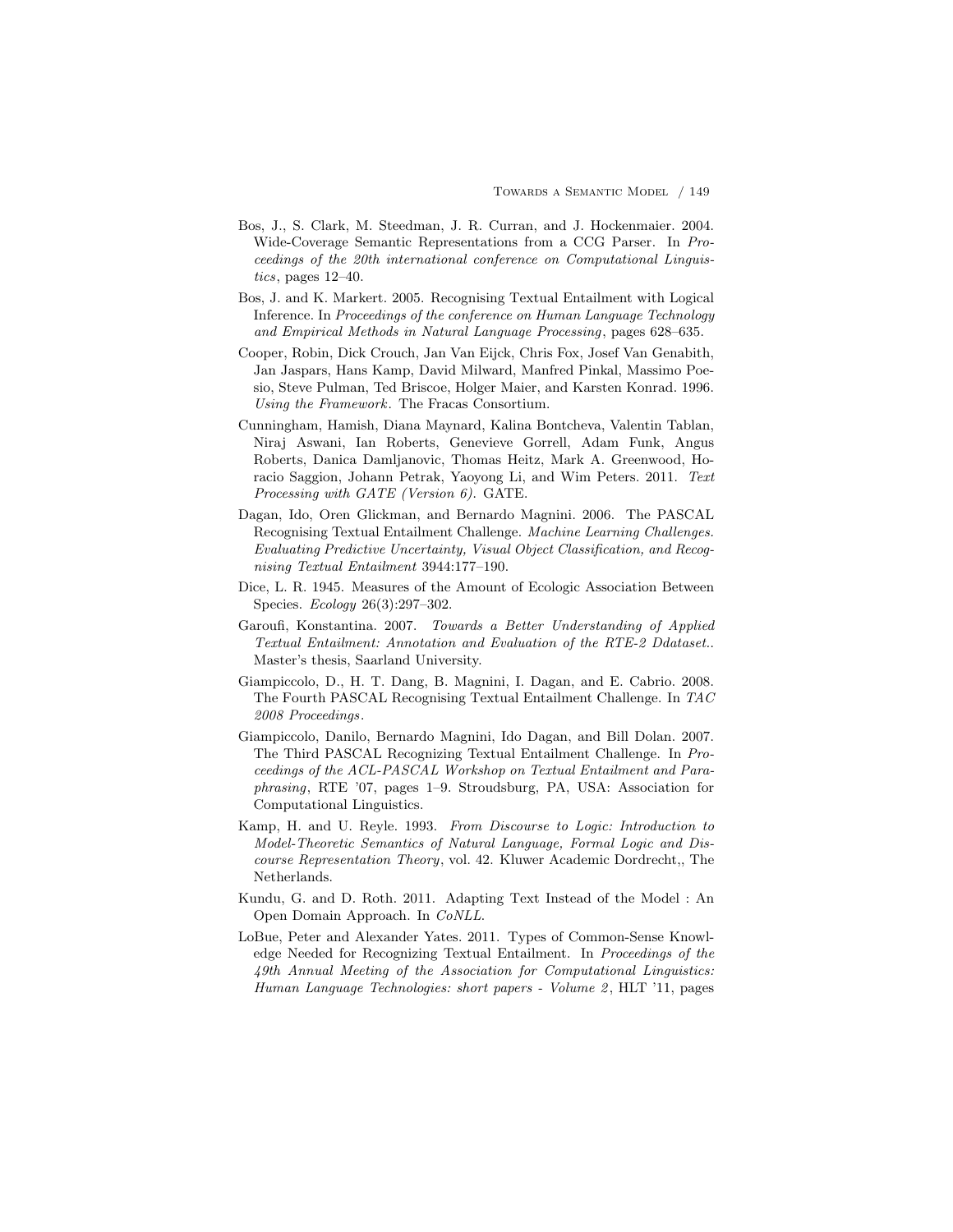Bos, J., S. Clark, M. Steedman, J. R. Curran, and J. Hockenmaier. 2004. Wide-Coverage Semantic Representations from a CCG Parser. In *Proceedings of the 20th international conference on Computational Linguistics*, pages 12–40.

Bos, J. and K. Markert. 2005. Recognising Textual Entailment with Logical Inference. In *Proceedings of the conference on Human Language Technology and Empirical Methods in Natural Language Processing*, pages 628–635.

Cooper, Robin, Dick Crouch, Jan Van Eijck, Chris Fox, Josef Van Genabith, Jan Jaspars, Hans Kamp, David Milward, Manfred Pinkal, Massimo Poesio, Steve Pulman, Ted Briscoe, Holger Maier, and Karsten Konrad. 1996. *Using the Framework*. The Fracas Consortium.

Cunningham, Hamish, Diana Maynard, Kalina Bontcheva, Valentin Tablan, Niraj Aswani, Ian Roberts, Genevieve Gorrell, Adam Funk, Angus Roberts, Danica Damljanovic, Thomas Heitz, Mark A. Greenwood, Horacio Saggion, Johann Petrak, Yaoyong Li, and Wim Peters. 2011. *Text Processing with GATE (Version 6)*. GATE.

Dagan, Ido, Oren Glickman, and Bernardo Magnini. 2006. The PASCAL Recognising Textual Entailment Challenge. *Machine Learning Challenges. Evaluating Predictive Uncertainty, Visual Object Classification, and Recognising Textual Entailment* 3944:177–190.

Dice, L. R. 1945. Measures of the Amount of Ecologic Association Between Species. *Ecology* 26(3):297–302.

Garoufi, Konstantina. 2007. *Towards a Better Understanding of Applied Textual Entailment: Annotation and Evaluation of the RTE-2 Ddataset.*. Master's thesis, Saarland University.

Giampiccolo, D., H. T. Dang, B. Magnini, I. Dagan, and E. Cabrio. 2008. The Fourth PASCAL Recognising Textual Entailment Challenge. In *TAC 2008 Proceedings*.

Giampiccolo, Danilo, Bernardo Magnini, Ido Dagan, and Bill Dolan. 2007. The Third PASCAL Recognizing Textual Entailment Challenge. In *Proceedings of the ACL-PASCAL Workshop on Textual Entailment and Paraphrasing*, RTE '07, pages 1–9. Stroudsburg, PA, USA: Association for Computational Linguistics.

Kamp, H. and U. Reyle. 1993. *From Discourse to Logic: Introduction to Model-Theoretic Semantics of Natural Language, Formal Logic and Discourse Representation Theory*, vol. 42. Kluwer Academic Dordrecht,, The Netherlands.

Kundu, G. and D. Roth. 2011. Adapting Text Instead of the Model : An Open Domain Approach. In *CoNLL*.

LoBue, Peter and Alexander Yates. 2011. Types of Common-Sense Knowledge Needed for Recognizing Textual Entailment. In *Proceedings of the 49th Annual Meeting of the Association for Computational Linguistics: Human Language Technologies: short papers - Volume 2*, HLT '11, pages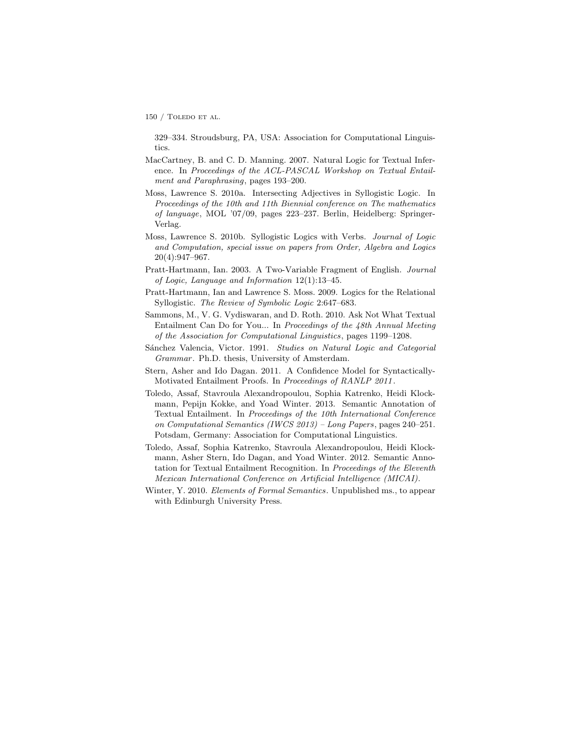329–334. Stroudsburg, PA, USA: Association for Computational Linguistics.

MacCartney, B. and C. D. Manning. 2007. Natural Logic for Textual Inference. In *Proceedings of the ACL-PASCAL Workshop on Textual Entailment and Paraphrasing*, pages 193–200.

Moss, Lawrence S. 2010a. Intersecting Adjectives in Syllogistic Logic. In *Proceedings of the 10th and 11th Biennial conference on The mathematics of language*, MOL '07/09, pages 223–237. Berlin, Heidelberg: Springer-Verlag.

Moss, Lawrence S. 2010b. Syllogistic Logics with Verbs. *Journal of Logic and Computation, special issue on papers from Order, Algebra and Logics* 20(4):947–967.

Pratt-Hartmann, Ian. 2003. A Two-Variable Fragment of English. *Journal of Logic, Language and Information* 12(1):13–45.

Pratt-Hartmann, Ian and Lawrence S. Moss. 2009. Logics for the Relational Syllogistic. *The Review of Symbolic Logic* 2:647–683.

Sammons, M., V. G. Vydiswaran, and D. Roth. 2010. Ask Not What Textual Entailment Can Do for You... In *Proceedings of the 48th Annual Meeting of the Association for Computational Linguistics*, pages 1199–1208.

Sánchez Valencia, Victor. 1991. *Studies on Natural Logic and Categorial Grammar*. Ph.D. thesis, University of Amsterdam.

Stern, Asher and Ido Dagan. 2011. A Confidence Model for Syntactically-Motivated Entailment Proofs. In *Proceedings of RANLP 2011*.

Toledo, Assaf, Stavroula Alexandropoulou, Sophia Katrenko, Heidi Klockmann, Pepijn Kokke, and Yoad Winter. 2013. Semantic Annotation of Textual Entailment. In *Proceedings of the 10th International Conference on Computational Semantics (IWCS 2013) – Long Papers*, pages 240–251. Potsdam, Germany: Association for Computational Linguistics.

Toledo, Assaf, Sophia Katrenko, Stavroula Alexandropoulou, Heidi Klockmann, Asher Stern, Ido Dagan, and Yoad Winter. 2012. Semantic Annotation for Textual Entailment Recognition. In *Proceedings of the Eleventh Mexican International Conference on Artificial Intelligence (MICAI)*.

Winter, Y. 2010. *Elements of Formal Semantics*. Unpublished ms., to appear with Edinburgh University Press.